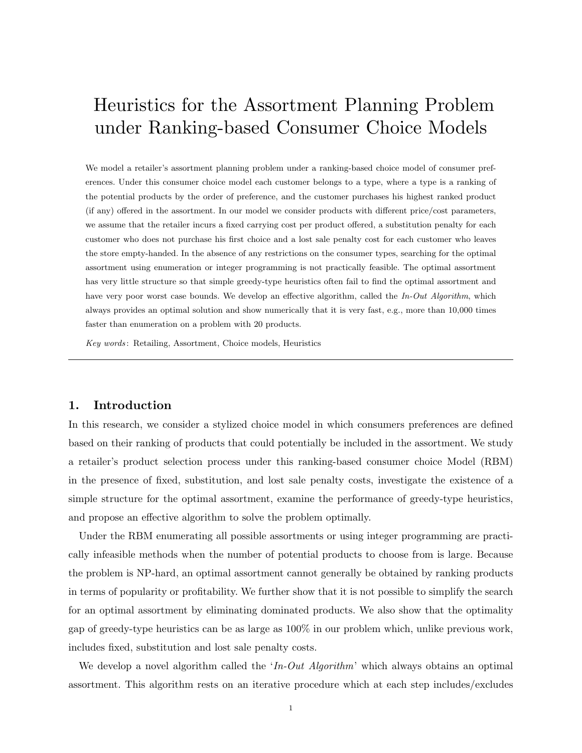# Heuristics for the Assortment Planning Problem under Ranking-based Consumer Choice Models

We model a retailer's assortment planning problem under a ranking-based choice model of consumer preferences. Under this consumer choice model each customer belongs to a type, where a type is a ranking of the potential products by the order of preference, and the customer purchases his highest ranked product (if any) offered in the assortment. In our model we consider products with different price/cost parameters, we assume that the retailer incurs a fixed carrying cost per product offered, a substitution penalty for each customer who does not purchase his first choice and a lost sale penalty cost for each customer who leaves the store empty-handed. In the absence of any restrictions on the consumer types, searching for the optimal assortment using enumeration or integer programming is not practically feasible. The optimal assortment has very little structure so that simple greedy-type heuristics often fail to find the optimal assortment and have very poor worst case bounds. We develop an effective algorithm, called the *In-Out Algorithm*, which always provides an optimal solution and show numerically that it is very fast, e.g., more than 10,000 times faster than enumeration on a problem with 20 products.

*Key words*: Retailing, Assortment, Choice models, Heuristics

---

## 1. Introduction

In this research, we consider a stylized choice model in which consumers preferences are defined based on their ranking of products that could potentially be included in the assortment. We study a retailer's product selection process under this ranking-based consumer choice Model (RBM) in the presence of fixed, substitution, and lost sale penalty costs, investigate the existence of a simple structure for the optimal assortment, examine the performance of greedy-type heuristics, and propose an effective algorithm to solve the problem optimally.

Under the RBM enumerating all possible assortments or using integer programming are practically infeasible methods when the number of potential products to choose from is large. Because the problem is NP-hard, an optimal assortment cannot generally be obtained by ranking products in terms of popularity or profitability. We further show that it is not possible to simplify the search for an optimal assortment by eliminating dominated products. We also show that the optimality gap of greedy-type heuristics can be as large as 100% in our problem which, unlike previous work, includes fixed, substitution and lost sale penalty costs.

We develop a novel algorithm called the '*In-Out Algorithm*' which always obtains an optimal assortment. This algorithm rests on an iterative procedure which at each step includes/excludes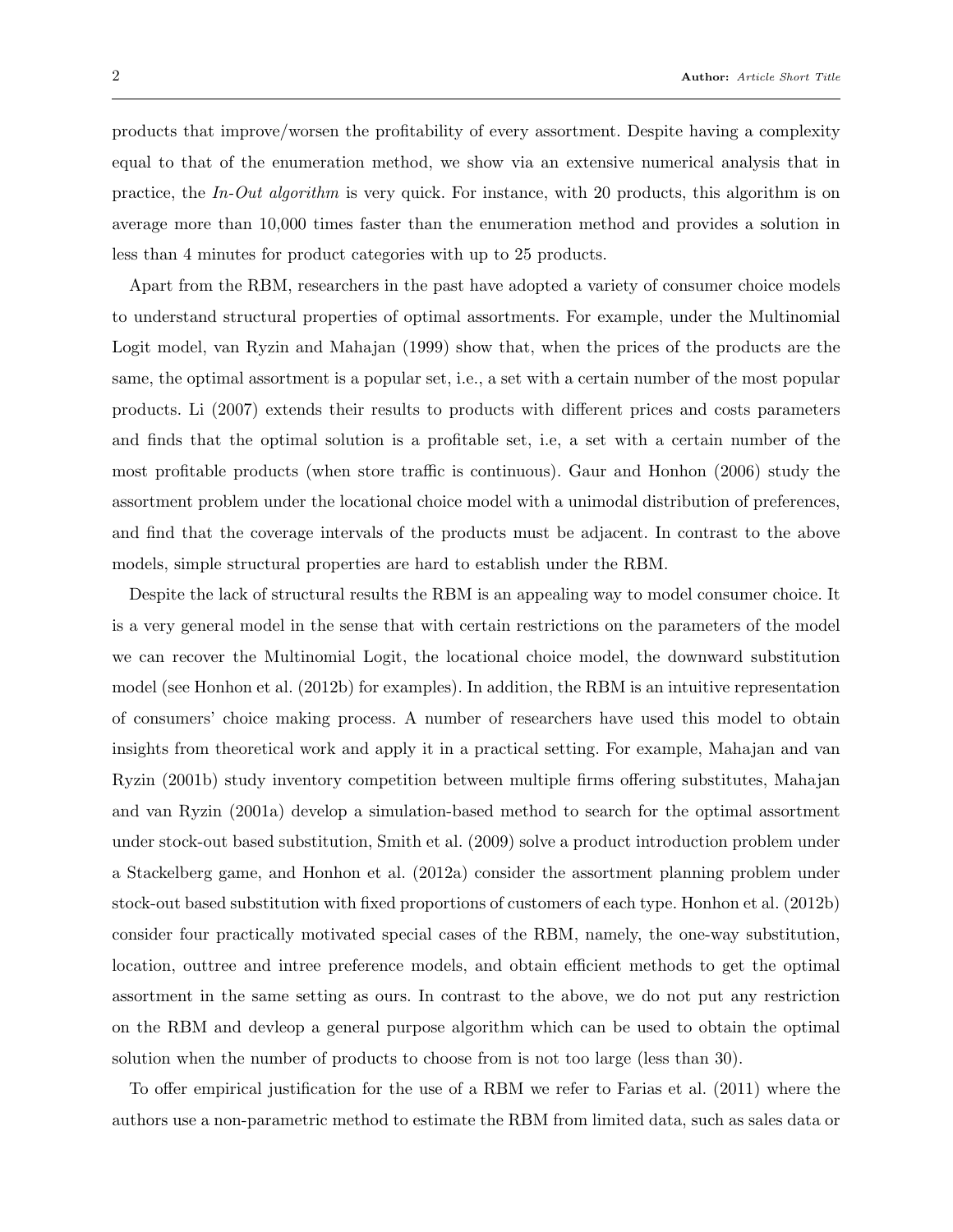products that improve/worsen the profitability of every assortment. Despite having a complexity equal to that of the enumeration method, we show via an extensive numerical analysis that in practice, the *In-Out algorithm* is very quick. For instance, with 20 products, this algorithm is on average more than 10,000 times faster than the enumeration method and provides a solution in less than 4 minutes for product categories with up to 25 products.

Apart from the RBM, researchers in the past have adopted a variety of consumer choice models to understand structural properties of optimal assortments. For example, under the Multinomial Logit model, van Ryzin and Mahajan (1999) show that, when the prices of the products are the same, the optimal assortment is a popular set, i.e., a set with a certain number of the most popular products. Li (2007) extends their results to products with different prices and costs parameters and finds that the optimal solution is a profitable set, i.e, a set with a certain number of the most profitable products (when store traffic is continuous). Gaur and Honhon (2006) study the assortment problem under the locational choice model with a unimodal distribution of preferences, and find that the coverage intervals of the products must be adjacent. In contrast to the above models, simple structural properties are hard to establish under the RBM.

Despite the lack of structural results the RBM is an appealing way to model consumer choice. It is a very general model in the sense that with certain restrictions on the parameters of the model we can recover the Multinomial Logit, the locational choice model, the downward substitution model (see Honhon et al. (2012b) for examples). In addition, the RBM is an intuitive representation of consumers' choice making process. A number of researchers have used this model to obtain insights from theoretical work and apply it in a practical setting. For example, Mahajan and van Ryzin (2001b) study inventory competition between multiple firms offering substitutes, Mahajan and van Ryzin (2001a) develop a simulation-based method to search for the optimal assortment under stock-out based substitution, Smith et al. (2009) solve a product introduction problem under a Stackelberg game, and Honhon et al. (2012a) consider the assortment planning problem under stock-out based substitution with fixed proportions of customers of each type. Honhon et al. (2012b) consider four practically motivated special cases of the RBM, namely, the one-way substitution, location, outtree and intree preference models, and obtain efficient methods to get the optimal assortment in the same setting as ours. In contrast to the above, we do not put any restriction on the RBM and devleop a general purpose algorithm which can be used to obtain the optimal solution when the number of products to choose from is not too large (less than 30).

To offer empirical justification for the use of a RBM we refer to Farias et al. (2011) where the authors use a non-parametric method to estimate the RBM from limited data, such as sales data or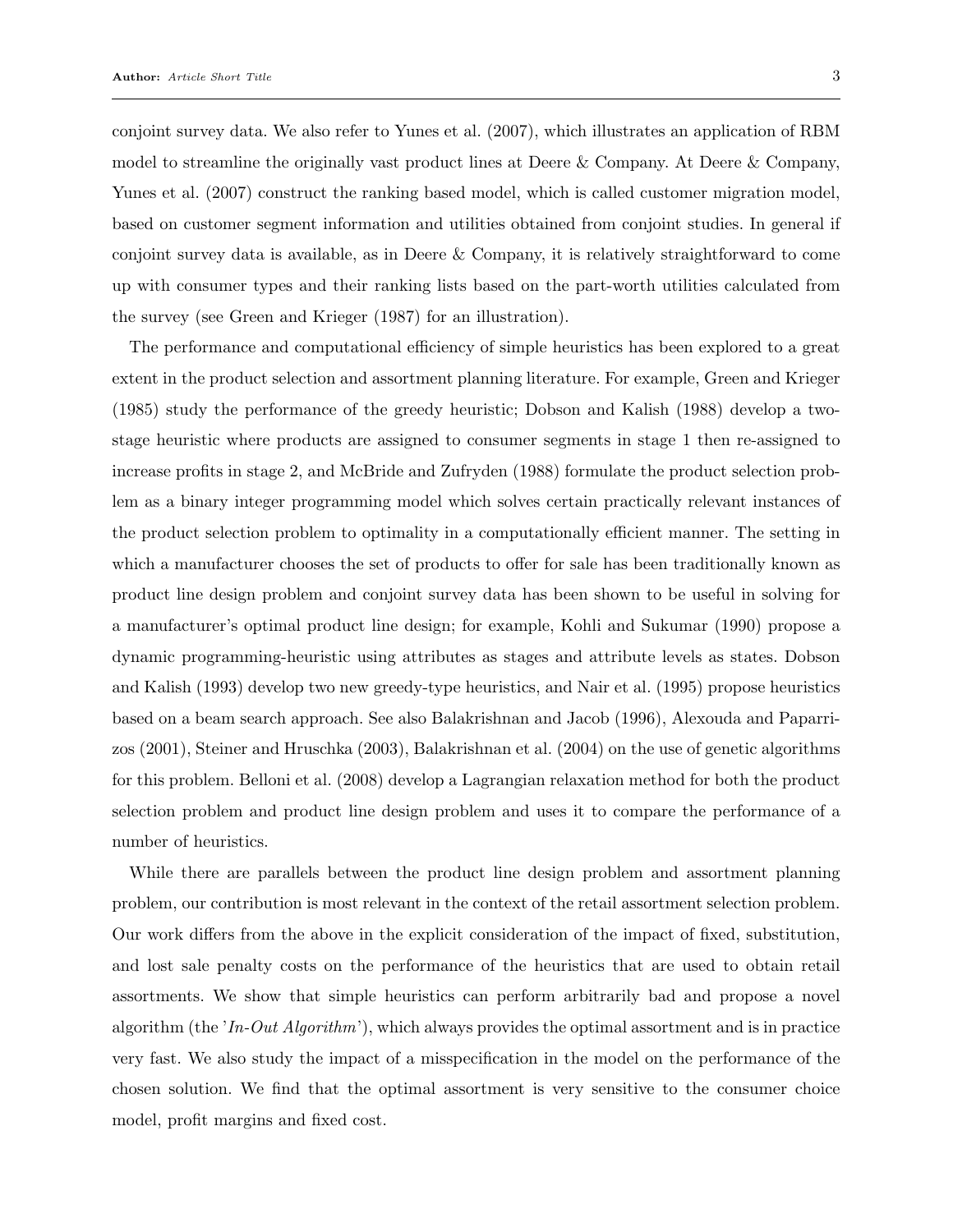conjoint survey data. We also refer to Yunes et al. (2007), which illustrates an application of RBM model to streamline the originally vast product lines at Deere & Company. At Deere & Company, Yunes et al. (2007) construct the ranking based model, which is called customer migration model, based on customer segment information and utilities obtained from conjoint studies. In general if conjoint survey data is available, as in Deere & Company, it is relatively straightforward to come up with consumer types and their ranking lists based on the part-worth utilities calculated from the survey (see Green and Krieger (1987) for an illustration).

The performance and computational efficiency of simple heuristics has been explored to a great extent in the product selection and assortment planning literature. For example, Green and Krieger (1985) study the performance of the greedy heuristic; Dobson and Kalish (1988) develop a two-stage heuristic where products are assigned to consumer segments in stage 1 then re-assigned to increase profits in stage 2, and McBride and Zufryden (1988) formulate the product selection problem as a binary integer programming model which solves certain practically relevant instances of the product selection problem to optimality in a computationally efficient manner. The setting in which a manufacturer chooses the set of products to offer for sale has been traditionally known as product line design problem and conjoint survey data has been shown to be useful in solving for a manufacturer's optimal product line design; for example, Kohli and Sukumar (1990) propose a dynamic programming-heuristic using attributes as stages and attribute levels as states. Dobson and Kalish (1993) develop two new greedy-type heuristics, and Nair et al. (1995) propose heuristics based on a beam search approach. See also Balakrishnan and Jacob (1996), Alexouda and Paparrizos (2001), Steiner and Hruschka (2003), Balakrishnan et al. (2004) on the use of genetic algorithms for this problem. Belloni et al. (2008) develop a Lagrangian relaxation method for both the product selection problem and product line design problem and uses it to compare the performance of a number of heuristics.

While there are parallels between the product line design problem and assortment planning problem, our contribution is most relevant in the context of the retail assortment selection problem. Our work differs from the above in the explicit consideration of the impact of fixed, substitution, and lost sale penalty costs on the performance of the heuristics that are used to obtain retail assortments. We show that simple heuristics can perform arbitrarily bad and propose a novel algorithm (the '*In-Out Algorithm*'), which always provides the optimal assortment and is in practice very fast. We also study the impact of a misspecification in the model on the performance of the chosen solution. We find that the optimal assortment is very sensitive to the consumer choice model, profit margins and fixed cost.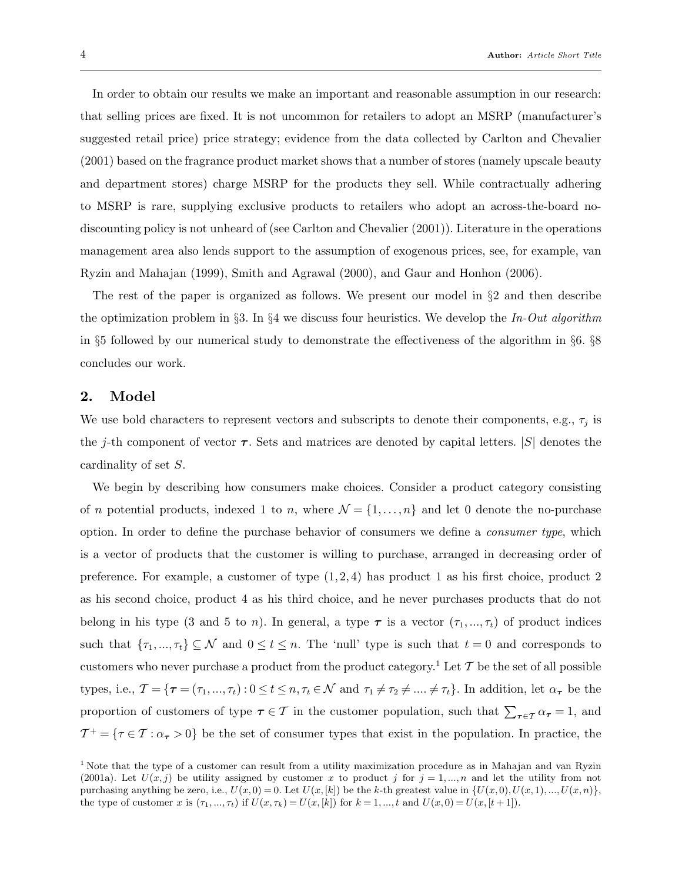In order to obtain our results we make an important and reasonable assumption in our research: that selling prices are fixed. It is not uncommon for retailers to adopt an MSRP (manufacturer's suggested retail price) price strategy; evidence from the data collected by Carlton and Chevalier (2001) based on the fragrance product market shows that a number of stores (namely upscale beauty and department stores) charge MSRP for the products they sell. While contractually adhering to MSRP is rare, supplying exclusive products to retailers who adopt an across-the-board no-discounting policy is not unheard of (see Carlton and Chevalier (2001)). Literature in the operations management area also lends support to the assumption of exogenous prices, see, for example, van Ryzin and Mahajan (1999), Smith and Agrawal (2000), and Gaur and Honhon (2006).

The rest of the paper is organized as follows. We present our model in §2 and then describe the optimization problem in §3. In §4 we discuss four heuristics. We develop the *In-Out algorithm* in §5 followed by our numerical study to demonstrate the effectiveness of the algorithm in §6. §8 concludes our work.

## 2. Model

We use bold characters to represent vectors and subscripts to denote their components, e.g., $\tau_j$ is the $j$-th component of vector $\boldsymbol{\tau}$. Sets and matrices are denoted by capital letters. $|S|$ denotes the cardinality of set $S$.

We begin by describing how consumers make choices. Consider a product category consisting of $n$ potential products, indexed 1 to $n$, where $\mathcal{N} = \{1, \ldots, n\}$ and let 0 denote the no-purchase option. In order to define the purchase behavior of consumers we define a *consumer type*, which is a vector of products that the customer is willing to purchase, arranged in decreasing order of preference. For example, a customer of type $(1, 2, 4)$ has product 1 as his first choice, product 2 as his second choice, product 4 as his third choice, and he never purchases products that do not belong in his type (3 and 5 to $n$). In general, a type $\boldsymbol{\tau}$ is a vector $(\tau_1, ..., \tau_t)$ of product indices such that $\{\tau_1, ..., \tau_t\} \subseteq \mathcal{N}$ and $0 \leq t \leq n$. The 'null' type is such that $t = 0$ and corresponds to customers who never purchase a product from the product category.[1] Let $\mathcal{T}$ be the set of all possible types, i.e., $\mathcal{T} = \{\boldsymbol{\tau} = (\tau_1, ..., \tau_t) : 0 \leq t \leq n, \tau_t \in \mathcal{N} \text{ and } \tau_1 \neq \tau_2 \neq .... \neq \tau_t\}$. In addition, let $\alpha_{\boldsymbol{\tau}}$ be the proportion of customers of type $\boldsymbol{\tau} \in \mathcal{T}$ in the customer population, such that $\sum_{\boldsymbol{\tau} \in \mathcal{T}} \alpha_{\boldsymbol{\tau}} = 1$, and $\mathcal{T}^+ = \{\tau \in \mathcal{T} : \alpha_{\boldsymbol{\tau}} > 0\}$ be the set of consumer types that exist in the population. In practice, the

[1] Note that the type of a customer can result from a utility maximization procedure as in Mahajan and van Ryzin (2001a). Let $U(x, j)$ be utility assigned by customer $x$ to product $j$ for $j = 1, ..., n$ and let the utility from not purchasing anything be zero, i.e., $U(x, 0) = 0$. Let $U(x, [k])$ be the $k$-th greatest value in $\{U(x, 0), U(x, 1), ..., U(x, n)\}$, the type of customer $x$ is $(\tau_1, ..., \tau_t)$ if $U(x, \tau_k) = U(x, [k])$ for $k = 1, ..., t$ and $U(x, 0) = U(x, [t+1])$.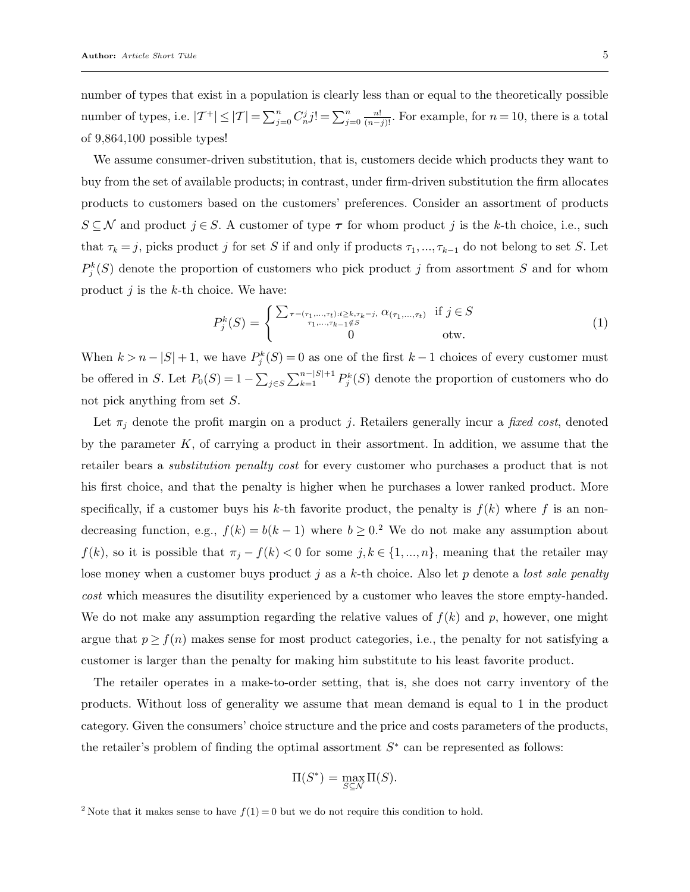number of types that exist in a population is clearly less than or equal to the theoretically possible number of types, i.e. $|\mathcal{T}^+| \leq |\mathcal{T}| = \sum_{j=0}^{n} C_n^j j! = \sum_{j=0}^{n} \frac{n!}{(n-j)!}$. For example, for $n = 10$, there is a total of 9,864,100 possible types!

We assume consumer-driven substitution, that is, customers decide which products they want to buy from the set of available products; in contrast, under firm-driven substitution the firm allocates products to customers based on the customers' preferences. Consider an assortment of products $S \subseteq \mathcal{N}$ and product $j \in S$. A customer of type $\boldsymbol{\tau}$ for whom product $j$ is the $k$-th choice, i.e., such that $\tau_k = j$, picks product $j$ for set $S$ if and only if products $\tau_1, ..., \tau_{k-1}$ do not belong to set $S$. Let $P_j^k(S)$ denote the proportion of customers who pick product $j$ from assortment $S$ and for whom product $j$ is the $k$-th choice. We have:

$$P_j^k(S) = \begin{cases} \sum_{\substack{\boldsymbol{\tau}=(\tau_1,...,\tau_t): t \geq k, \tau_k = j, \\ \tau_1,...,\tau_{k-1} \notin S}} \alpha_{(\tau_1,...,\tau_t)} & \text{if } j \in S \\ 0 & \text{otw.} \end{cases} \tag{1}$$

When $k > n - |S| + 1$, we have $P_j^k(S) = 0$ as one of the first $k-1$ choices of every customer must be offered in $S$. Let $P_0(S) = 1 - \sum_{j \in S} \sum_{k=1}^{n-|S|+1} P_j^k(S)$ denote the proportion of customers who do not pick anything from set $S$.

Let $\pi_j$ denote the profit margin on a product $j$. Retailers generally incur a *fixed cost*, denoted by the parameter $K$, of carrying a product in their assortment. In addition, we assume that the retailer bears a *substitution penalty cost* for every customer who purchases a product that is not his first choice, and that the penalty is higher when he purchases a lower ranked product. More specifically, if a customer buys his $k$-th favorite product, the penalty is $f(k)$ where $f$ is an non-decreasing function, e.g., $f(k) = b(k-1)$ where $b \geq 0$.[2] We do not make any assumption about $f(k)$, so it is possible that $\pi_j - f(k) < 0$ for some $j, k \in \{1, ..., n\}$, meaning that the retailer may lose money when a customer buys product $j$ as a $k$-th choice. Also let $p$ denote a *lost sale penalty cost* which measures the disutility experienced by a customer who leaves the store empty-handed. We do not make any assumption regarding the relative values of $f(k)$ and $p$, however, one might argue that $p \geq f(n)$ makes sense for most product categories, i.e., the penalty for not satisfying a customer is larger than the penalty for making him substitute to his least favorite product.

The retailer operates in a make-to-order setting, that is, she does not carry inventory of the products. Without loss of generality we assume that mean demand is equal to 1 in the product category. Given the consumers' choice structure and the price and costs parameters of the products, the retailer's problem of finding the optimal assortment $S^*$ can be represented as follows:

$$\Pi(S^*) = \max_{S \subseteq \mathcal{N}} \Pi(S).$$

[2] Note that it makes sense to have $f(1) = 0$ but we do not require this condition to hold.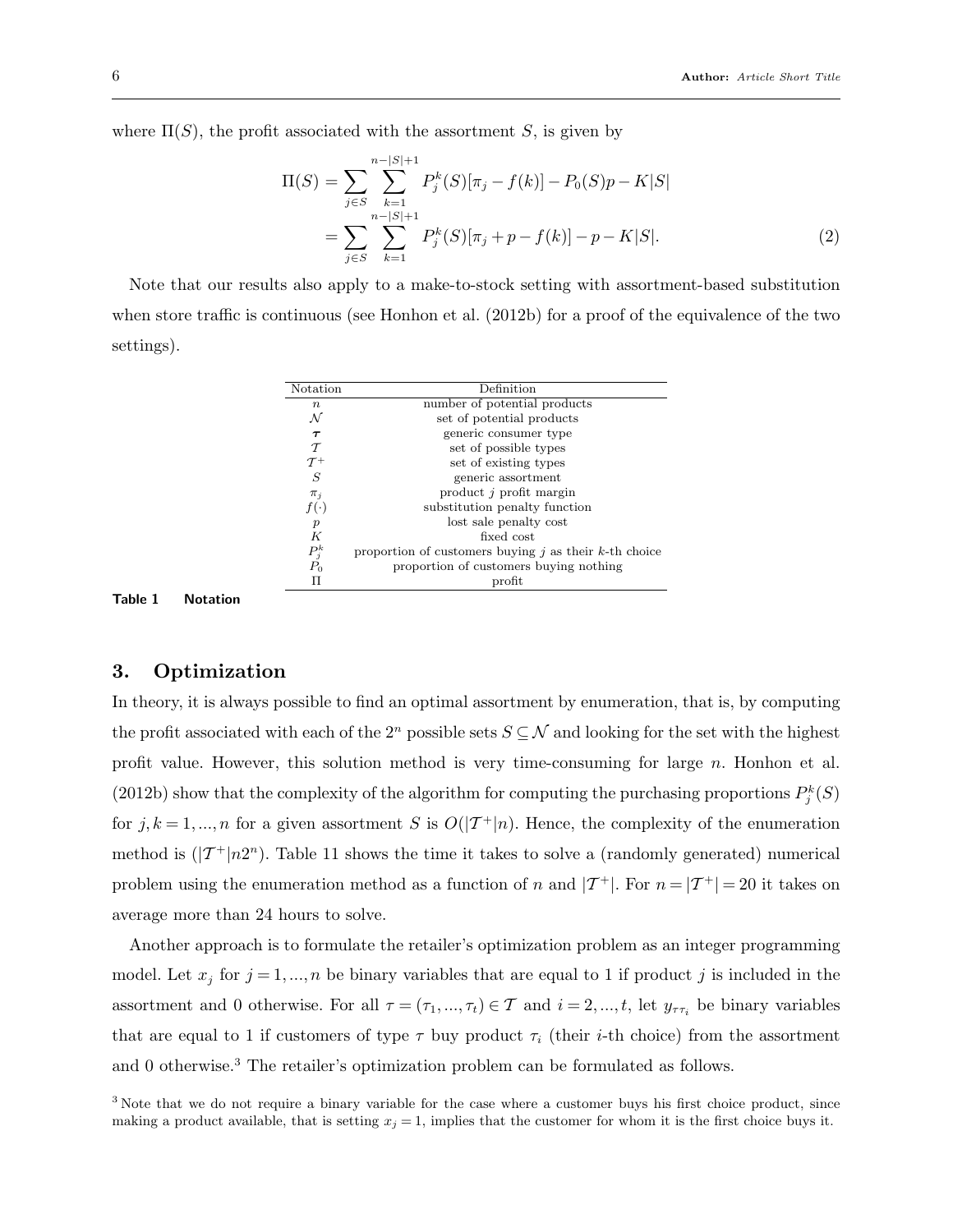where $\Pi(S)$, the profit associated with the assortment $S$, is given by

$$
\begin{aligned}
\Pi(S) &= \sum_{j\in S}\sum_{k=1}^{n-|S|+1} P_j^k(S)[\pi_j - f(k)] - P_0(S)p - K|S| \\
&= \sum_{j\in S}\sum_{k=1}^{n-|S|+1} P_j^k(S)[\pi_j + p - f(k)] - p - K|S|. \qquad (2)
\end{aligned}
$$

Note that our results also apply to a make-to-stock setting with assortment-based substitution when store traffic is continuous (see Honhon et al. (2012b) for a proof of the equivalence of the two settings).

| Notation | Definition |
|---|---|
| $n$ | number of potential products |
| $\mathcal{N}$ | set of potential products |
| $\boldsymbol{\tau}$ | generic consumer type |
| $\mathcal{T}$ | set of possible types |
| $\mathcal{T}^+$ | set of existing types |
| $S$ | generic assortment |
| $\pi_j$ | product $j$ profit margin |
| $f(\cdot)$ | substitution penalty function |
| $p$ | lost sale penalty cost |
| $K$ | fixed cost |
| $P_j^k$ | proportion of customers buying $j$ as their $k$-th choice |
| $P_0$ | proportion of customers buying nothing |
| $\Pi$ | profit |

**Table 1 Notation**

## 3. Optimization

In theory, it is always possible to find an optimal assortment by enumeration, that is, by computing the profit associated with each of the $2^n$ possible sets $S \subseteq \mathcal{N}$ and looking for the set with the highest profit value. However, this solution method is very time-consuming for large $n$. Honhon et al. (2012b) show that the complexity of the algorithm for computing the purchasing proportions $P_j^k(S)$ for $j,k = 1,...,n$ for a given assortment $S$ is $O(|\mathcal{T}^+|n)$. Hence, the complexity of the enumeration method is $(|\mathcal{T}^+|n2^n)$. Table 11 shows the time it takes to solve a (randomly generated) numerical problem using the enumeration method as a function of $n$ and $|\mathcal{T}^+|$. For $n = |\mathcal{T}^+| = 20$ it takes on average more than 24 hours to solve.

Another approach is to formulate the retailer's optimization problem as an integer programming model. Let $x_j$ for $j = 1,...,n$ be binary variables that are equal to 1 if product $j$ is included in the assortment and 0 otherwise. For all $\tau = (\tau_1,...,\tau_t) \in \mathcal{T}$ and $i = 2,...,t$, let $y_{\tau\tau_i}$ be binary variables that are equal to 1 if customers of type $\tau$ buy product $\tau_i$ (their $i$-th choice) from the assortment and 0 otherwise.[3] The retailer's optimization problem can be formulated as follows.

[3] Note that we do not require a binary variable for the case where a customer buys his first choice product, since making a product available, that is setting $x_j = 1$, implies that the customer for whom it is the first choice buys it.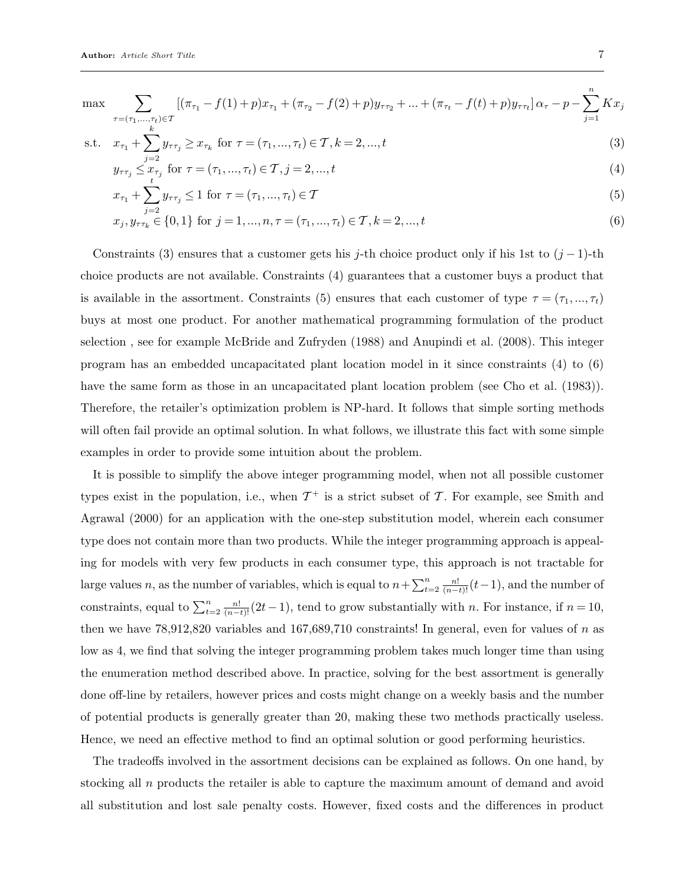$$
\begin{aligned}
\max \quad & \sum_{\tau=(\tau_1,\dots,\tau_t)\in\mathcal{T}} \left[(\pi_{\tau_1} - f(1) + p)x_{\tau_1} + (\pi_{\tau_2} - f(2) + p)y_{\tau\tau_2} + \dots + (\pi_{\tau_t} - f(t) + p)y_{\tau\tau_t}\right]\alpha_\tau - p - \sum_{j=1}^{n} K x_j \\
\text{s.t.} \quad & x_{\tau_1} + \sum_{j=2}^{k} y_{\tau\tau_j} \geq x_{\tau_k} \text{ for } \tau = (\tau_1,\dots,\tau_t) \in \mathcal{T}, k = 2,\dots,t && (3) \\
& y_{\tau\tau_j} \leq x_{\tau_j} \text{ for } \tau = (\tau_1,\dots,\tau_t) \in \mathcal{T}, j = 2,\dots,t && (4) \\
& x_{\tau_1} + \sum_{j=2}^{t} y_{\tau\tau_j} \leq 1 \text{ for } \tau = (\tau_1,\dots,\tau_t) \in \mathcal{T} && (5) \\
& x_j, y_{\tau\tau_k} \in \{0,1\} \text{ for } j = 1,\dots,n, \tau = (\tau_1,\dots,\tau_t) \in \mathcal{T}, k = 2,\dots,t && (6)
\end{aligned}
$$

Constraints (3) ensures that a customer gets his $j$-th choice product only if his 1st to $(j-1)$-th choice products are not available. Constraints (4) guarantees that a customer buys a product that is available in the assortment. Constraints (5) ensures that each customer of type $\tau = (\tau_1,\dots,\tau_t)$ buys at most one product. For another mathematical programming formulation of the product selection , see for example McBride and Zufryden (1988) and Anupindi et al. (2008). This integer program has an embedded uncapacitated plant location model in it since constraints (4) to (6) have the same form as those in an uncapacitated plant location problem (see Cho et al. (1983)). Therefore, the retailer's optimization problem is NP-hard. It follows that simple sorting methods will often fail provide an optimal solution. In what follows, we illustrate this fact with some simple examples in order to provide some intuition about the problem.

It is possible to simplify the above integer programming model, when not all possible customer types exist in the population, i.e., when $\mathcal{T}^+$ is a strict subset of $\mathcal{T}$. For example, see Smith and Agrawal (2000) for an application with the one-step substitution model, wherein each consumer type does not contain more than two products. While the integer programming approach is appealing for models with very few products in each consumer type, this approach is not tractable for large values $n$, as the number of variables, which is equal to $n + \sum_{t=2}^{n} \frac{n!}{(n-t)!}(t-1)$, and the number of constraints, equal to $\sum_{t=2}^{n} \frac{n!}{(n-t)!}(2t-1)$, tend to grow substantially with $n$. For instance, if $n = 10$, then we have 78,912,820 variables and 167,689,710 constraints! In general, even for values of $n$ as low as 4, we find that solving the integer programming problem takes much longer time than using the enumeration method described above. In practice, solving for the best assortment is generally done off-line by retailers, however prices and costs might change on a weekly basis and the number of potential products is generally greater than 20, making these two methods practically useless. Hence, we need an effective method to find an optimal solution or good performing heuristics.

The tradeoffs involved in the assortment decisions can be explained as follows. On one hand, by stocking all $n$ products the retailer is able to capture the maximum amount of demand and avoid all substitution and lost sale penalty costs. However, fixed costs and the differences in product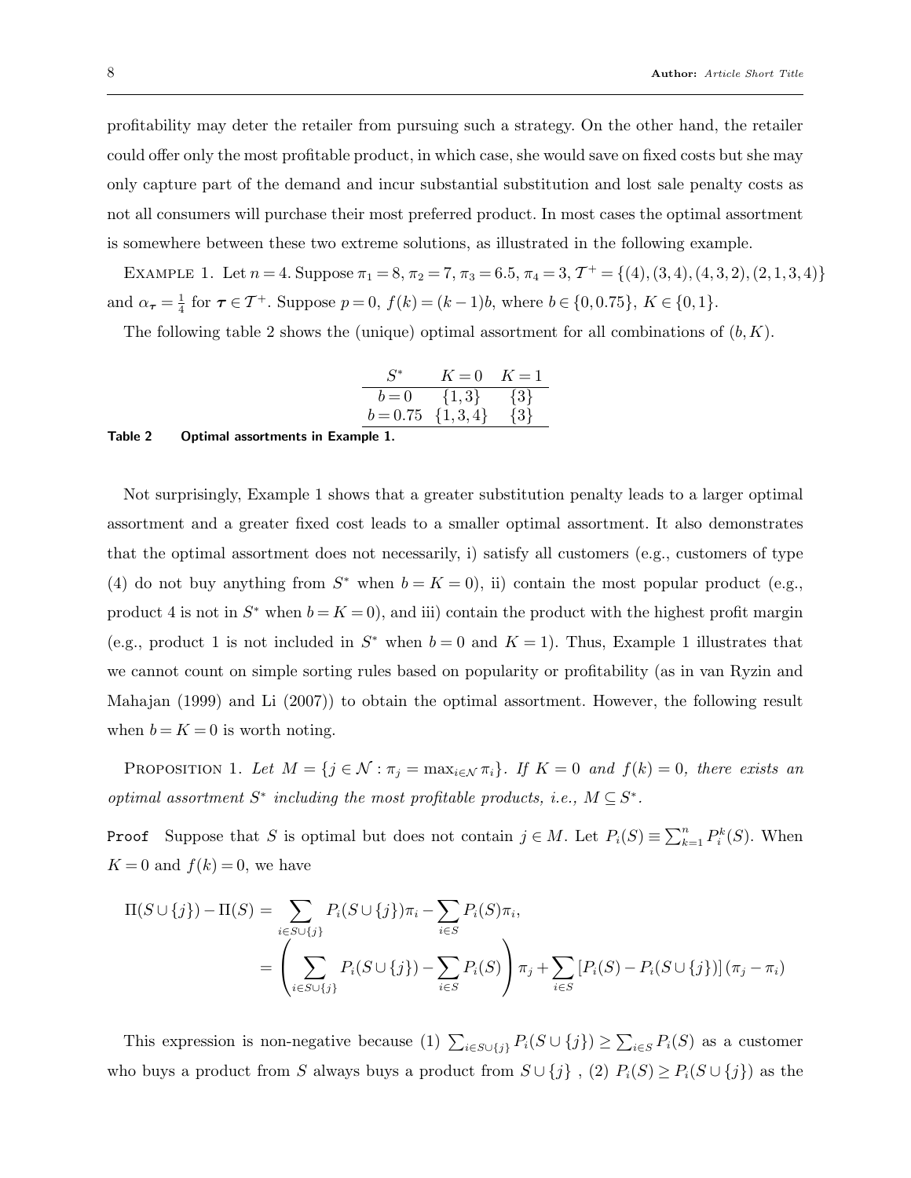profitability may deter the retailer from pursuing such a strategy. On the other hand, the retailer could offer only the most profitable product, in which case, she would save on fixed costs but she may only capture part of the demand and incur substantial substitution and lost sale penalty costs as not all consumers will purchase their most preferred product. In most cases the optimal assortment is somewhere between these two extreme solutions, as illustrated in the following example.

EXAMPLE 1. Let $n=4$. Suppose $\pi_1=8$, $\pi_2=7$, $\pi_3=6.5$, $\pi_4=3$, $\mathcal{T}^+=\{(4),(3,4),(4,3,2),(2,1,3,4)\}$ and $\alpha_{\boldsymbol{\tau}}=\frac{1}{4}$ for $\boldsymbol{\tau}\in\mathcal{T}^+$. Suppose $p=0$, $f(k)=(k-1)b$, where $b\in\{0,0.75\}$, $K\in\{0,1\}$.

The following table 2 shows the (unique) optimal assortment for all combinations of $(b,K)$.

| $S^*$ | $K=0$ | $K=1$ |
|---|---|---|
| $b=0$ | $\{1,3\}$ | $\{3\}$ |
| $b=0.75$ | $\{1,3,4\}$ | $\{3\}$ |

**Table 2 Optimal assortments in Example 1.**

Not surprisingly, Example 1 shows that a greater substitution penalty leads to a larger optimal assortment and a greater fixed cost leads to a smaller optimal assortment. It also demonstrates that the optimal assortment does not necessarily, i) satisfy all customers (e.g., customers of type (4) do not buy anything from $S^*$ when $b=K=0$), ii) contain the most popular product (e.g., product 4 is not in $S^*$ when $b=K=0$), and iii) contain the product with the highest profit margin (e.g., product 1 is not included in $S^*$ when $b=0$ and $K=1$). Thus, Example 1 illustrates that we cannot count on simple sorting rules based on popularity or profitability (as in van Ryzin and Mahajan (1999) and Li (2007)) to obtain the optimal assortment. However, the following result when $b=K=0$ is worth noting.

PROPOSITION 1. *Let $M=\{j\in\mathcal{N}:\pi_j=\max_{i\in\mathcal{N}}\pi_i\}$. If $K=0$ and $f(k)=0$, there exists an optimal assortment $S^*$ including the most profitable products, i.e., $M\subseteq S^*$.*

`Proof` Suppose that $S$ is optimal but does not contain $j\in M$. Let $P_i(S)\equiv\sum_{k=1}^{n}P_i^k(S)$. When $K=0$ and $f(k)=0$, we have

$$
\begin{aligned}
\Pi(S\cup\{j\})-\Pi(S) &= \sum_{i\in S\cup\{j\}}P_i(S\cup\{j\})\pi_i-\sum_{i\in S}P_i(S)\pi_i,\\
&=\left(\sum_{i\in S\cup\{j\}}P_i(S\cup\{j\})-\sum_{i\in S}P_i(S)\right)\pi_j+\sum_{i\in S}\left[P_i(S)-P_i(S\cup\{j\})\right](\pi_j-\pi_i)
\end{aligned}
$$

This expression is non-negative because (1) $\sum_{i\in S\cup\{j\}}P_i(S\cup\{j\})\geq\sum_{i\in S}P_i(S)$ as a customer who buys a product from $S$ always buys a product from $S\cup\{j\}$ , (2) $P_i(S)\geq P_i(S\cup\{j\})$ as the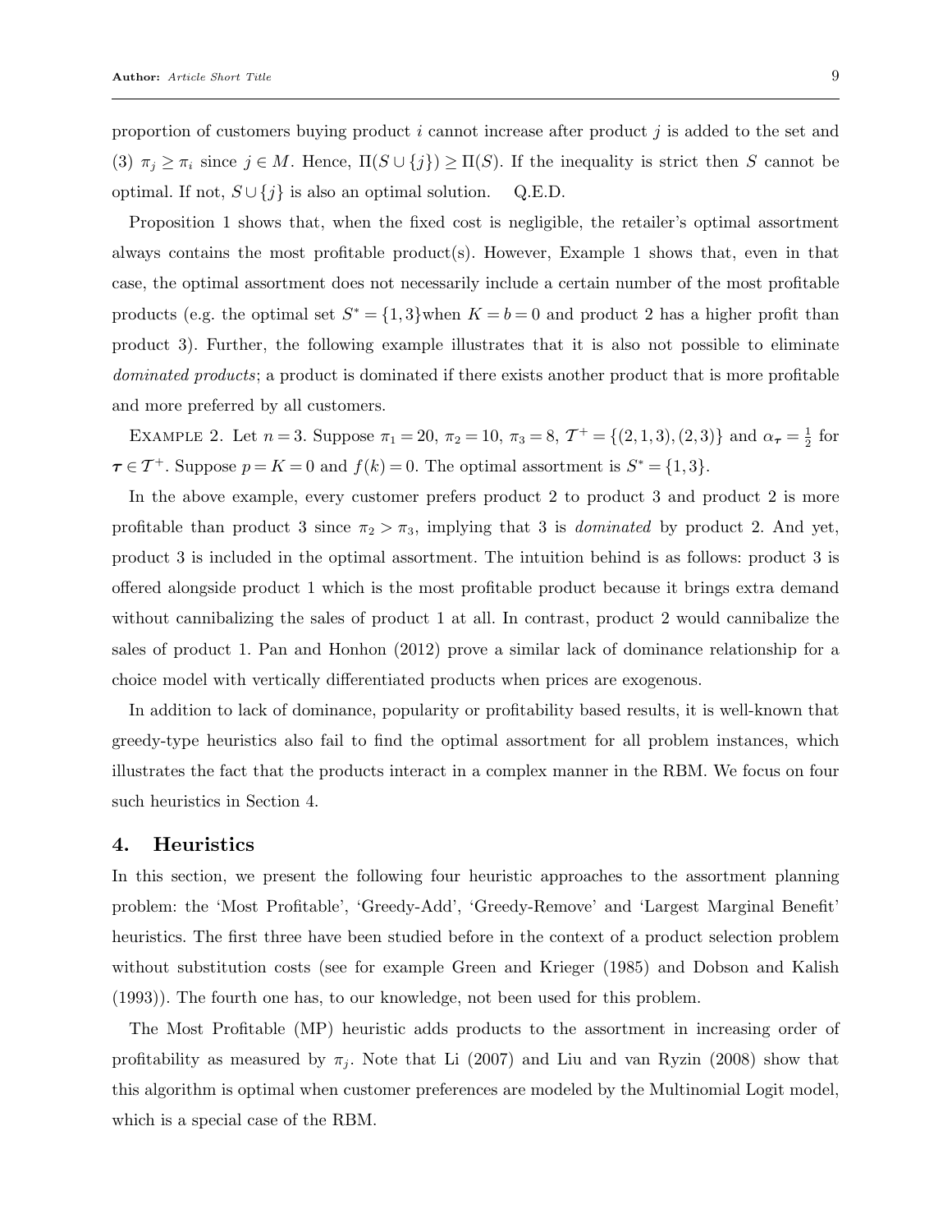proportion of customers buying product $i$ cannot increase after product $j$ is added to the set and (3) $\pi_j \geq \pi_i$ since $j \in M$. Hence, $\Pi(S \cup \{j\}) \geq \Pi(S)$. If the inequality is strict then $S$ cannot be optimal. If not, $S \cup \{j\}$ is also an optimal solution. Q.E.D.

Proposition 1 shows that, when the fixed cost is negligible, the retailer's optimal assortment always contains the most profitable product(s). However, Example 1 shows that, even in that case, the optimal assortment does not necessarily include a certain number of the most profitable products (e.g. the optimal set $S^* = \{1,3\}$when $K = b = 0$ and product 2 has a higher profit than product 3). Further, the following example illustrates that it is also not possible to eliminate *dominated products*; a product is dominated if there exists another product that is more profitable and more preferred by all customers.

Example 2. Let $n = 3$. Suppose $\pi_1 = 20$, $\pi_2 = 10$, $\pi_3 = 8$, $\mathcal{T}^+ = \{(2,1,3),(2,3)\}$ and $\alpha_{\boldsymbol{\tau}} = \frac{1}{2}$ for $\boldsymbol{\tau} \in \mathcal{T}^+$. Suppose $p = K = 0$ and $f(k) = 0$. The optimal assortment is $S^* = \{1,3\}$.

In the above example, every customer prefers product 2 to product 3 and product 2 is more profitable than product 3 since $\pi_2 > \pi_3$, implying that 3 is *dominated* by product 2. And yet, product 3 is included in the optimal assortment. The intuition behind is as follows: product 3 is offered alongside product 1 which is the most profitable product because it brings extra demand without cannibalizing the sales of product 1 at all. In contrast, product 2 would cannibalize the sales of product 1. Pan and Honhon (2012) prove a similar lack of dominance relationship for a choice model with vertically differentiated products when prices are exogenous.

In addition to lack of dominance, popularity or profitability based results, it is well-known that greedy-type heuristics also fail to find the optimal assortment for all problem instances, which illustrates the fact that the products interact in a complex manner in the RBM. We focus on four such heuristics in Section 4.

## 4. Heuristics

In this section, we present the following four heuristic approaches to the assortment planning problem: the 'Most Profitable', 'Greedy-Add', 'Greedy-Remove' and 'Largest Marginal Benefit' heuristics. The first three have been studied before in the context of a product selection problem without substitution costs (see for example Green and Krieger (1985) and Dobson and Kalish (1993)). The fourth one has, to our knowledge, not been used for this problem.

The Most Profitable (MP) heuristic adds products to the assortment in increasing order of profitability as measured by $\pi_j$. Note that Li (2007) and Liu and van Ryzin (2008) show that this algorithm is optimal when customer preferences are modeled by the Multinomial Logit model, which is a special case of the RBM.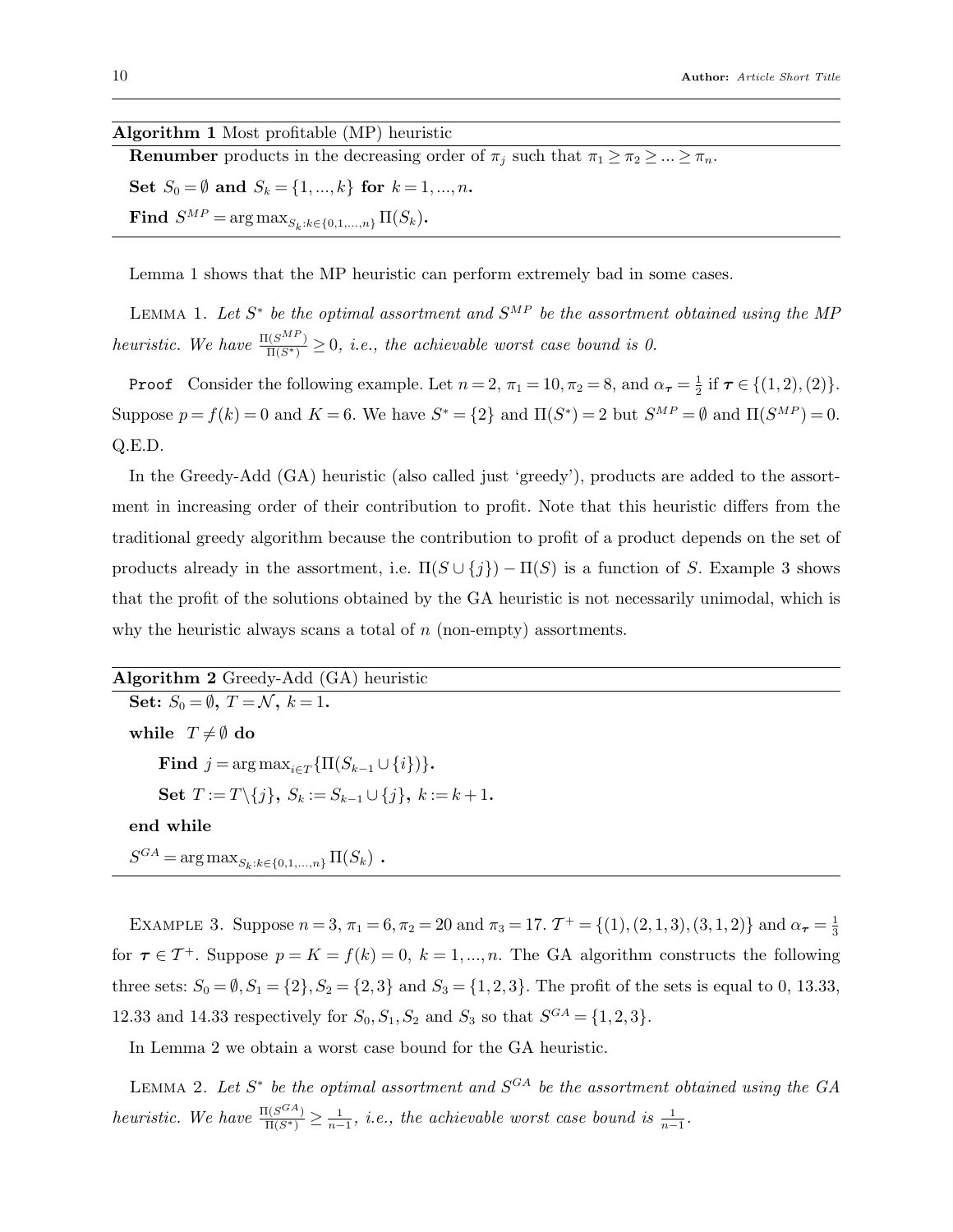**Algorithm 1** Most profitable (MP) heuristic

**Renumber** products in the decreasing order of $\pi_j$ such that $\pi_1 \geq \pi_2 \geq ... \geq \pi_n$.

**Set** $S_0 = \emptyset$ **and** $S_k = \{1, ..., k\}$ **for** $k = 1, ..., n$**.**

**Find** $S^{MP} = \arg\max_{S_k : k \in \{0,1,...,n\}} \Pi(S_k)$**.**

---

Lemma 1 shows that the MP heuristic can perform extremely bad in some cases.

Lemma 1. *Let $S^*$ be the optimal assortment and $S^{MP}$ be the assortment obtained using the MP heuristic. We have $\frac{\Pi(S^{MP})}{\Pi(S^*)} \geq 0$, i.e., the achievable worst case bound is 0.*

Proof Consider the following example. Let $n = 2$, $\pi_1 = 10, \pi_2 = 8$, and $\alpha_{\boldsymbol{\tau}} = \frac{1}{2}$ if $\boldsymbol{\tau} \in \{(1,2),(2)\}$. Suppose $p = f(k) = 0$ and $K = 6$. We have $S^* = \{2\}$ and $\Pi(S^*) = 2$ but $S^{MP} = \emptyset$ and $\Pi(S^{MP}) = 0$. Q.E.D.

In the Greedy-Add (GA) heuristic (also called just 'greedy'), products are added to the assortment in increasing order of their contribution to profit. Note that this heuristic differs from the traditional greedy algorithm because the contribution to profit of a product depends on the set of products already in the assortment, i.e. $\Pi(S \cup \{j\}) - \Pi(S)$ is a function of $S$. Example 3 shows that the profit of the solutions obtained by the GA heuristic is not necessarily unimodal, which is why the heuristic always scans a total of $n$ (non-empty) assortments.

**Algorithm 2** Greedy-Add (GA) heuristic

**Set:** $S_0 = \emptyset$**,** $T = \mathcal{N}$**,** $k = 1$**.**

**while** $T \neq \emptyset$ **do**

  **Find** $j = \arg\max_{i \in T}\{\Pi(S_{k-1} \cup \{i\})\}$**.**

  **Set** $T := T \backslash \{j\}$**,** $S_k := S_{k-1} \cup \{j\}$**,** $k := k+1$**.**

**end while**

$S^{GA} = \arg\max_{S_k : k \in \{0,1,...,n\}} \Pi(S_k)$ **.**

---

Example 3. Suppose $n = 3$, $\pi_1 = 6, \pi_2 = 20$ and $\pi_3 = 17$. $\mathcal{T}^+ = \{(1),(2,1,3),(3,1,2)\}$ and $\alpha_{\boldsymbol{\tau}} = \frac{1}{3}$ for $\boldsymbol{\tau} \in \mathcal{T}^+$. Suppose $p = K = f(k) = 0$, $k = 1, ..., n$. The GA algorithm constructs the following three sets: $S_0 = \emptyset, S_1 = \{2\}, S_2 = \{2,3\}$ and $S_3 = \{1,2,3\}$. The profit of the sets is equal to 0, 13.33, 12.33 and 14.33 respectively for $S_0, S_1, S_2$ and $S_3$ so that $S^{GA} = \{1,2,3\}$.

In Lemma 2 we obtain a worst case bound for the GA heuristic.

Lemma 2. *Let $S^*$ be the optimal assortment and $S^{GA}$ be the assortment obtained using the GA heuristic. We have $\frac{\Pi(S^{GA})}{\Pi(S^*)} \geq \frac{1}{n-1}$, i.e., the achievable worst case bound is $\frac{1}{n-1}$.*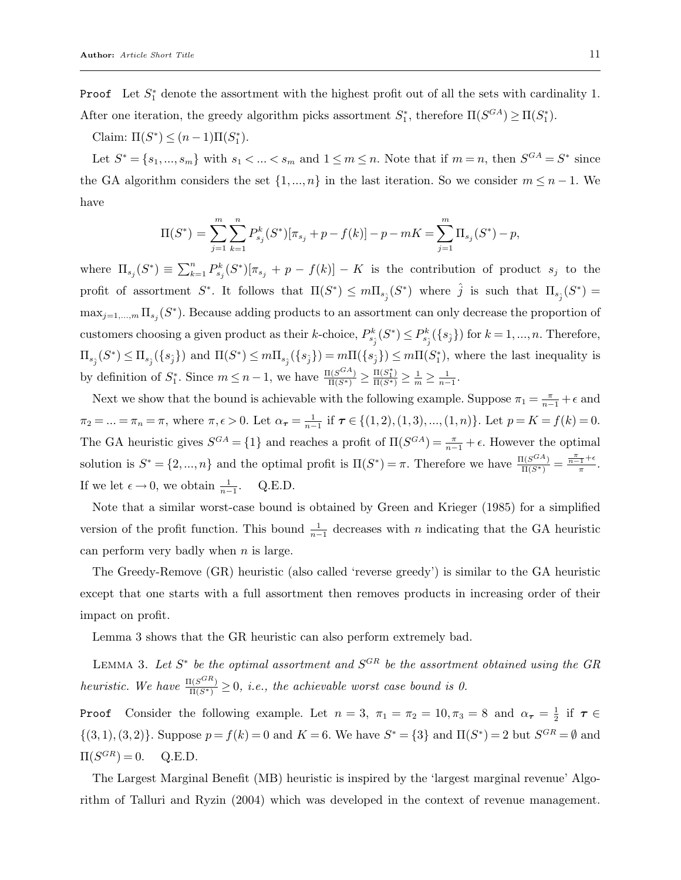**Proof** Let $S_1^*$ denote the assortment with the highest profit out of all the sets with cardinality 1. After one iteration, the greedy algorithm picks assortment $S_1^*$, therefore $\Pi(S^{GA}) \geq \Pi(S_1^*)$.

Claim: $\Pi(S^*) \leq (n-1)\Pi(S_1^*)$.

Let $S^* = \{s_1, ..., s_m\}$ with $s_1 < ... < s_m$ and $1 \leq m \leq n$. Note that if $m = n$, then $S^{GA} = S^*$ since the GA algorithm considers the set $\{1, ..., n\}$ in the last iteration. So we consider $m \leq n-1$. We have

$$\Pi(S^*) = \sum_{j=1}^{m}\sum_{k=1}^{n} P_{s_j}^k(S^*)[\pi_{s_j} + p - f(k)] - p - mK = \sum_{j=1}^{m} \Pi_{s_j}(S^*) - p,$$

where $\Pi_{s_j}(S^*) \equiv \sum_{k=1}^{n} P_{s_j}^k(S^*)[\pi_{s_j} + p - f(k)] - K$ is the contribution of product $s_j$ to the profit of assortment $S^*$. It follows that $\Pi(S^*) \leq m\Pi_{s_{\hat{j}}}(S^*)$ where $\hat{j}$ is such that $\Pi_{s_{\hat{j}}}(S^*) = \max_{j=1,...,m} \Pi_{s_j}(S^*)$. Because adding products to an assortment can only decrease the proportion of customers choosing a given product as their $k$-choice, $P_{s_{\hat{j}}}^k(S^*) \leq P_{s_{\hat{j}}}^k(\{s_{\hat{j}}\})$ for $k = 1, ..., n$. Therefore, $\Pi_{s_{\hat{j}}}(S^*) \leq \Pi_{s_{\hat{j}}}(\{s_{\hat{j}}\})$ and $\Pi(S^*) \leq m\Pi_{s_{\hat{j}}}(\{s_{\hat{j}}\}) = m\Pi(\{s_{\hat{j}}\}) \leq m\Pi(S_1^*)$, where the last inequality is by definition of $S_1^*$. Since $m \leq n-1$, we have $\frac{\Pi(S^{GA})}{\Pi(S^*)} \geq \frac{\Pi(S_1^*)}{\Pi(S^*)} \geq \frac{1}{m} \geq \frac{1}{n-1}$.

Next we show that the bound is achievable with the following example. Suppose $\pi_1 = \frac{\pi}{n-1} + \epsilon$ and $\pi_2 = ... = \pi_n = \pi$, where $\pi, \epsilon > 0$. Let $\alpha_{\boldsymbol{\tau}} = \frac{1}{n-1}$ if $\boldsymbol{\tau} \in \{(1,2), (1,3), ..., (1,n)\}$. Let $p = K = f(k) = 0$. The GA heuristic gives $S^{GA} = \{1\}$ and reaches a profit of $\Pi(S^{GA}) = \frac{\pi}{n-1} + \epsilon$. However the optimal solution is $S^* = \{2, ..., n\}$ and the optimal profit is $\Pi(S^*) = \pi$. Therefore we have $\frac{\Pi(S^{GA})}{\Pi(S^*)} = \frac{\frac{\pi}{n-1}+\epsilon}{\pi}$. If we let $\epsilon \to 0$, we obtain $\frac{1}{n-1}$. Q.E.D.

Note that a similar worst-case bound is obtained by Green and Krieger (1985) for a simplified version of the profit function. This bound $\frac{1}{n-1}$ decreases with $n$ indicating that the GA heuristic can perform very badly when $n$ is large.

The Greedy-Remove (GR) heuristic (also called 'reverse greedy') is similar to the GA heuristic except that one starts with a full assortment then removes products in increasing order of their impact on profit.

Lemma 3 shows that the GR heuristic can also perform extremely bad.

LEMMA 3. *Let $S^*$ be the optimal assortment and $S^{GR}$ be the assortment obtained using the GR heuristic. We have $\frac{\Pi(S^{GR})}{\Pi(S^*)} \geq 0$, i.e., the achievable worst case bound is 0.*

**Proof** Consider the following example. Let $n = 3$, $\pi_1 = \pi_2 = 10, \pi_3 = 8$ and $\alpha_{\boldsymbol{\tau}} = \frac{1}{2}$ if $\boldsymbol{\tau} \in \{(3,1), (3,2)\}$. Suppose $p = f(k) = 0$ and $K = 6$. We have $S^* = \{3\}$ and $\Pi(S^*) = 2$ but $S^{GR} = \emptyset$ and $\Pi(S^{GR}) = 0$. Q.E.D.

The Largest Marginal Benefit (MB) heuristic is inspired by the 'largest marginal revenue' Algorithm of Talluri and Ryzin (2004) which was developed in the context of revenue management.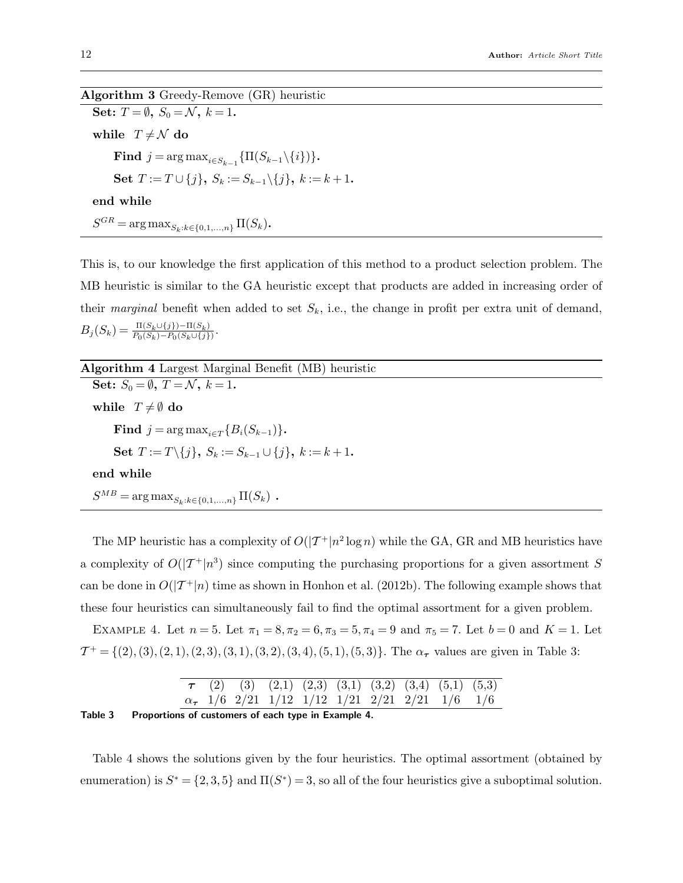**Algorithm 3** Greedy-Remove (GR) heuristic

**Set:** $T=\emptyset,\ S_0=\mathcal{N},\ k=1.$

**while** $T\neq\mathcal{N}$ **do**

  **Find** $j=\arg\max_{i\in S_{k-1}}\{\Pi(S_{k-1}\backslash\{i\})\}$.

  **Set** $T:=T\cup\{j\},\ S_k:=S_{k-1}\backslash\{j\},\ k:=k+1.$

**end while**

$S^{GR}=\arg\max_{S_k:k\in\{0,1,\ldots,n\}}\Pi(S_k)$.

This is, to our knowledge the first application of this method to a product selection problem. The MB heuristic is similar to the GA heuristic except that products are added in increasing order of their *marginal* benefit when added to set $S_k$, i.e., the change in profit per extra unit of demand, $B_j(S_k)=\frac{\Pi(S_k\cup\{j\})-\Pi(S_k)}{P_0(S_k)-P_0(S_k\cup\{j\})}$.

**Algorithm 4** Largest Marginal Benefit (MB) heuristic

**Set:** $S_0=\emptyset,\ T=\mathcal{N},\ k=1.$

**while** $T\neq\emptyset$ **do**

  **Find** $j=\arg\max_{i\in T}\{B_i(S_{k-1})\}$.

  **Set** $T:=T\backslash\{j\},\ S_k:=S_{k-1}\cup\{j\},\ k:=k+1.$

**end while**

$S^{MB}=\arg\max_{S_k:k\in\{0,1,\ldots,n\}}\Pi(S_k)$ .

The MP heuristic has a complexity of $O(|\mathcal{T}^+|n^2\log n)$ while the GA, GR and MB heuristics have a complexity of $O(|\mathcal{T}^+|n^3)$ since computing the purchasing proportions for a given assortment $S$ can be done in $O(|\mathcal{T}^+|n)$ time as shown in Honhon et al. (2012b). The following example shows that these four heuristics can simultaneously fail to find the optimal assortment for a given problem.

Example 4. Let $n=5$. Let $\pi_1=8,\pi_2=6,\pi_3=5,\pi_4=9$ and $\pi_5=7$. Let $b=0$ and $K=1$. Let $\mathcal{T}^+=\{(2),(3),(2,1),(2,3),(3,1),(3,2),(3,4),(5,1),(5,3)\}$. The $\alpha_{\boldsymbol{\tau}}$ values are given in Table 3:

| $\boldsymbol{\tau}$ | (2) | (3) | (2,1) | (2,3) | (3,1) | (3,2) | (3,4) | (5,1) | (5,3) |
|---|---|---|---|---|---|---|---|---|---|
| $\alpha_{\boldsymbol{\tau}}$ | 1/6 | 2/21 | 1/12 | 1/12 | 1/21 | 2/21 | 2/21 | 1/6 | 1/6 |

**Table 3 Proportions of customers of each type in Example 4.**

Table 4 shows the solutions given by the four heuristics. The optimal assortment (obtained by enumeration) is $S^*=\{2,3,5\}$ and $\Pi(S^*)=3$, so all of the four heuristics give a suboptimal solution.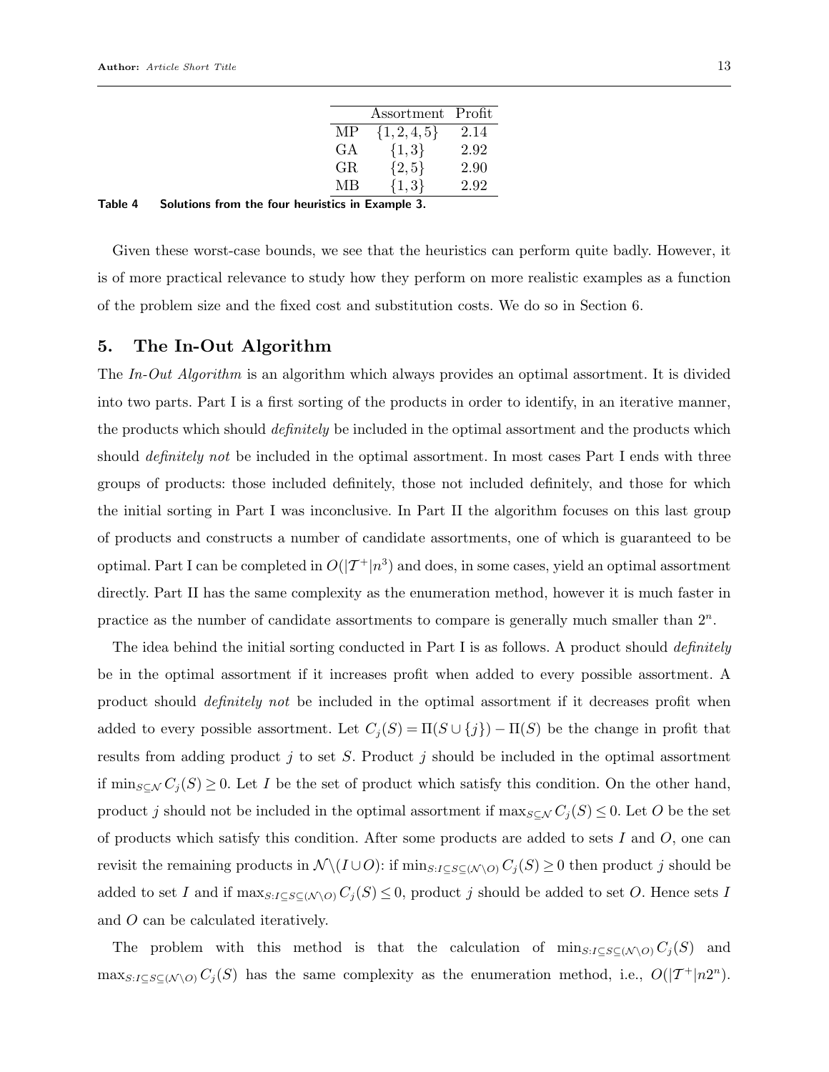| | Assortment | Profit |
|---|---|---|
| MP | $\{1,2,4,5\}$ | 2.14 |
| GA | $\{1,3\}$ | 2.92 |
| GR | $\{2,5\}$ | 2.90 |
| MB | $\{1,3\}$ | 2.92 |

**Table 4 Solutions from the four heuristics in Example 3.**

Given these worst-case bounds, we see that the heuristics can perform quite badly. However, it is of more practical relevance to study how they perform on more realistic examples as a function of the problem size and the fixed cost and substitution costs. We do so in Section 6.

## 5. The In-Out Algorithm

The *In-Out Algorithm* is an algorithm which always provides an optimal assortment. It is divided into two parts. Part I is a first sorting of the products in order to identify, in an iterative manner, the products which should *definitely* be included in the optimal assortment and the products which should *definitely not* be included in the optimal assortment. In most cases Part I ends with three groups of products: those included definitely, those not included definitely, and those for which the initial sorting in Part I was inconclusive. In Part II the algorithm focuses on this last group of products and constructs a number of candidate assortments, one of which is guaranteed to be optimal. Part I can be completed in $O(|\mathcal{T}^+|n^3)$ and does, in some cases, yield an optimal assortment directly. Part II has the same complexity as the enumeration method, however it is much faster in practice as the number of candidate assortments to compare is generally much smaller than $2^n$.

The idea behind the initial sorting conducted in Part I is as follows. A product should *definitely* be in the optimal assortment if it increases profit when added to every possible assortment. A product should *definitely not* be included in the optimal assortment if it decreases profit when added to every possible assortment. Let $C_j(S) = \Pi(S \cup \{j\}) - \Pi(S)$ be the change in profit that results from adding product $j$ to set $S$. Product $j$ should be included in the optimal assortment if $\min_{S \subseteq \mathcal{N}} C_j(S) \geq 0$. Let $I$ be the set of product which satisfy this condition. On the other hand, product $j$ should not be included in the optimal assortment if $\max_{S \subseteq \mathcal{N}} C_j(S) \leq 0$. Let $O$ be the set of products which satisfy this condition. After some products are added to sets $I$ and $O$, one can revisit the remaining products in $\mathcal{N} \backslash (I \cup O)$: if $\min_{S: I \subseteq S \subseteq (\mathcal{N} \backslash O)} C_j(S) \geq 0$ then product $j$ should be added to set $I$ and if $\max_{S: I \subseteq S \subseteq (\mathcal{N} \backslash O)} C_j(S) \leq 0$, product $j$ should be added to set $O$. Hence sets $I$ and $O$ can be calculated iteratively.

The problem with this method is that the calculation of $\min_{S: I \subseteq S \subseteq (\mathcal{N} \backslash O)} C_j(S)$ and $\max_{S: I \subseteq S \subseteq (\mathcal{N} \backslash O)} C_j(S)$ has the same complexity as the enumeration method, i.e., $O(|\mathcal{T}^+|n2^n)$.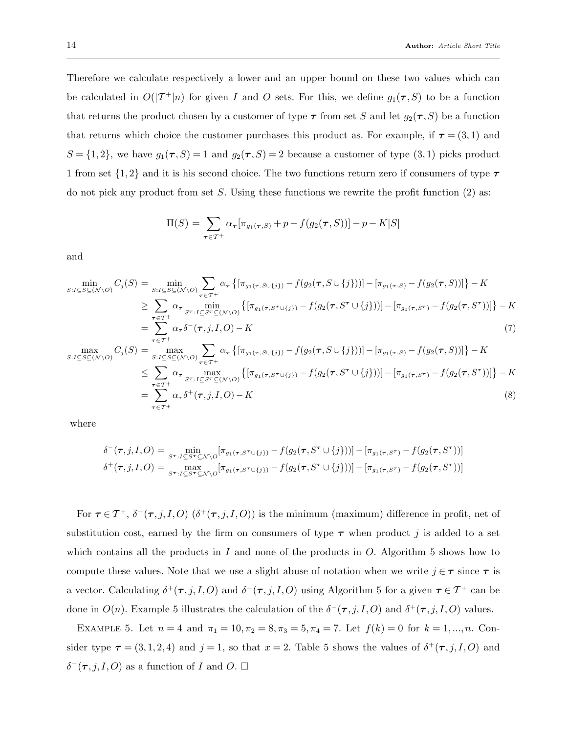Therefore we calculate respectively a lower and an upper bound on these two values which can be calculated in $O(|\mathcal{T}^+|n)$ for given $I$ and $O$ sets. For this, we define $g_1(\boldsymbol{\tau}, S)$ to be a function that returns the product chosen by a customer of type $\boldsymbol{\tau}$ from set $S$ and let $g_2(\boldsymbol{\tau}, S)$ be a function that returns which choice the customer purchases this product as. For example, if $\boldsymbol{\tau} = (3,1)$ and $S = \{1,2\}$, we have $g_1(\boldsymbol{\tau}, S) = 1$ and $g_2(\boldsymbol{\tau}, S) = 2$ because a customer of type $(3,1)$ picks product 1 from set $\{1,2\}$ and it is his second choice. The two functions return zero if consumers of type $\boldsymbol{\tau}$ do not pick any product from set $S$. Using these functions we rewrite the profit function (2) as:

$$\Pi(S) = \sum_{\boldsymbol{\tau} \in \mathcal{T}^+} \alpha_{\boldsymbol{\tau}} [\pi_{g_1(\boldsymbol{\tau}, S)} + p - f(g_2(\boldsymbol{\tau}, S))] - p - K|S|$$

and

$$\begin{aligned}
\min_{S: I \subseteq S \subseteq (\mathcal{N} \setminus O)} C_j(S) &= \min_{S: I \subseteq S \subseteq (\mathcal{N} \setminus O)} \sum_{\boldsymbol{\tau} \in \mathcal{T}^+} \alpha_{\boldsymbol{\tau}} \left\{ [\pi_{g_1(\boldsymbol{\tau}, S \cup \{j\})} - f(g_2(\boldsymbol{\tau}, S \cup \{j\}))] - [\pi_{g_1(\boldsymbol{\tau}, S)} - f(g_2(\boldsymbol{\tau}, S))] \right\} - K \\
&\geq \sum_{\boldsymbol{\tau} \in \mathcal{T}^+} \alpha_{\boldsymbol{\tau}} \min_{S^{\boldsymbol{\tau}}: I \subseteq S^{\boldsymbol{\tau}} \subseteq (\mathcal{N} \setminus O)} \left\{ [\pi_{g_1(\boldsymbol{\tau}, S^{\boldsymbol{\tau}} \cup \{j\})} - f(g_2(\boldsymbol{\tau}, S^{\boldsymbol{\tau}} \cup \{j\}))] - [\pi_{g_1(\boldsymbol{\tau}, S^{\boldsymbol{\tau}})} - f(g_2(\boldsymbol{\tau}, S^{\boldsymbol{\tau}}))] \right\} - K \\
&= \sum_{\boldsymbol{\tau} \in \mathcal{T}^+} \alpha_{\boldsymbol{\tau}} \delta^-(\boldsymbol{\tau}, j, I, O) - K \qquad (7) \\
\max_{S: I \subseteq S \subseteq (\mathcal{N} \setminus O)} C_j(S) &= \max_{S: I \subseteq S \subseteq (\mathcal{N} \setminus O)} \sum_{\boldsymbol{\tau} \in \mathcal{T}^+} \alpha_{\boldsymbol{\tau}} \left\{ [\pi_{g_1(\boldsymbol{\tau}, S \cup \{j\})} - f(g_2(\boldsymbol{\tau}, S \cup \{j\}))] - [\pi_{g_1(\boldsymbol{\tau}, S)} - f(g_2(\boldsymbol{\tau}, S))] \right\} - K \\
&\leq \sum_{\boldsymbol{\tau} \in \mathcal{T}^+} \alpha_{\boldsymbol{\tau}} \max_{S^{\boldsymbol{\tau}}: I \subseteq S^{\boldsymbol{\tau}} \subseteq (\mathcal{N} \setminus O)} \left\{ [\pi_{g_1(\boldsymbol{\tau}, S^{\boldsymbol{\tau}} \cup \{j\})} - f(g_2(\boldsymbol{\tau}, S^{\boldsymbol{\tau}} \cup \{j\}))] - [\pi_{g_1(\boldsymbol{\tau}, S^{\boldsymbol{\tau}})} - f(g_2(\boldsymbol{\tau}, S^{\boldsymbol{\tau}}))] \right\} - K \\
&= \sum_{\boldsymbol{\tau} \in \mathcal{T}^+} \alpha_{\boldsymbol{\tau}} \delta^+(\boldsymbol{\tau}, j, I, O) - K \qquad (8)
\end{aligned}$$

where

$$\begin{aligned}
\delta^-(\boldsymbol{\tau}, j, I, O) &= \min_{S^{\boldsymbol{\tau}}: I \subseteq S^{\boldsymbol{\tau}} \subseteq \mathcal{N} \setminus O} [\pi_{g_1(\boldsymbol{\tau}, S^{\boldsymbol{\tau}} \cup \{j\})} - f(g_2(\boldsymbol{\tau}, S^{\boldsymbol{\tau}} \cup \{j\}))] - [\pi_{g_1(\boldsymbol{\tau}, S^{\boldsymbol{\tau}})} - f(g_2(\boldsymbol{\tau}, S^{\boldsymbol{\tau}}))] \\
\delta^+(\boldsymbol{\tau}, j, I, O) &= \max_{S^{\boldsymbol{\tau}}: I \subseteq S^{\boldsymbol{\tau}} \subseteq \mathcal{N} \setminus O} [\pi_{g_1(\boldsymbol{\tau}, S^{\boldsymbol{\tau}} \cup \{j\})} - f(g_2(\boldsymbol{\tau}, S^{\boldsymbol{\tau}} \cup \{j\}))] - [\pi_{g_1(\boldsymbol{\tau}, S^{\boldsymbol{\tau}})} - f(g_2(\boldsymbol{\tau}, S^{\boldsymbol{\tau}}))]
\end{aligned}$$

For $\boldsymbol{\tau} \in \mathcal{T}^+$, $\delta^-(\boldsymbol{\tau}, j, I, O)$ ($\delta^+(\boldsymbol{\tau}, j, I, O)$) is the minimum (maximum) difference in profit, net of substitution cost, earned by the firm on consumers of type $\boldsymbol{\tau}$ when product $j$ is added to a set which contains all the products in $I$ and none of the products in $O$. Algorithm 5 shows how to compute these values. Note that we use a slight abuse of notation when we write $j \in \boldsymbol{\tau}$ since $\boldsymbol{\tau}$ is a vector. Calculating $\delta^+(\boldsymbol{\tau}, j, I, O)$ and $\delta^-(\boldsymbol{\tau}, j, I, O)$ using Algorithm 5 for a given $\boldsymbol{\tau} \in \mathcal{T}^+$ can be done in $O(n)$. Example 5 illustrates the calculation of the $\delta^-(\boldsymbol{\tau}, j, I, O)$ and $\delta^+(\boldsymbol{\tau}, j, I, O)$ values.

Example 5. Let $n = 4$ and $\pi_1 = 10, \pi_2 = 8, \pi_3 = 5, \pi_4 = 7$. Let $f(k) = 0$ for $k = 1, ..., n$. Consider type $\boldsymbol{\tau} = (3,1,2,4)$ and $j = 1$, so that $x = 2$. Table 5 shows the values of $\delta^+(\boldsymbol{\tau}, j, I, O)$ and $\delta^-(\boldsymbol{\tau}, j, I, O)$ as a function of $I$ and $O$. □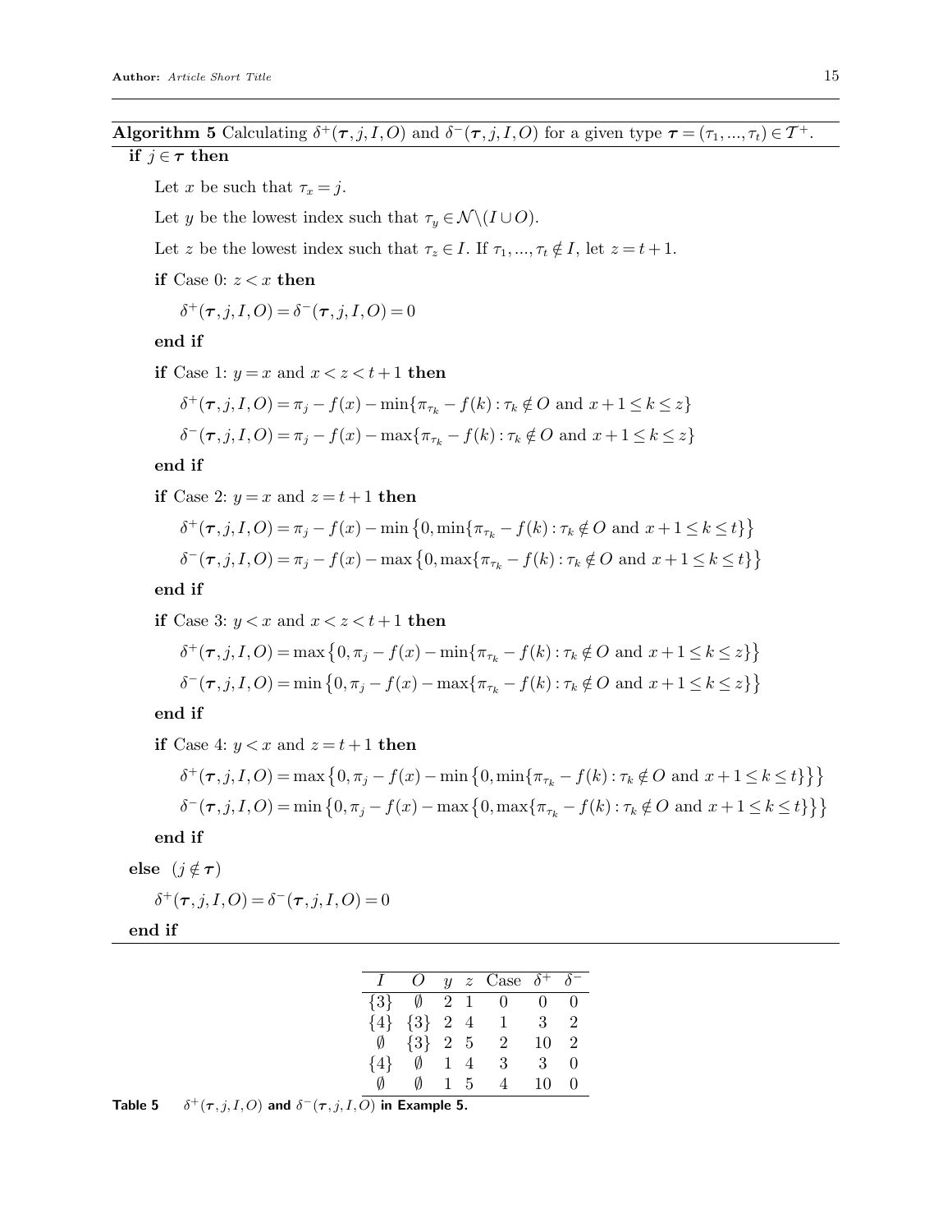**Algorithm 5** Calculating $\delta^+(\boldsymbol{\tau}, j, I, O)$ and $\delta^-(\boldsymbol{\tau}, j, I, O)$ for a given type $\boldsymbol{\tau} = (\tau_1, ..., \tau_t) \in \mathcal{T}^+$.

**if** $j \in \boldsymbol{\tau}$ **then**

  Let $x$ be such that $\tau_x = j$.

  Let $y$ be the lowest index such that $\tau_y \in \mathcal{N} \backslash (I \cup O)$.

  Let $z$ be the lowest index such that $\tau_z \in I$. If $\tau_1, ..., \tau_t \notin I$, let $z = t+1$.

  **if** Case 0: $z < x$ **then**

    $\delta^+(\boldsymbol{\tau}, j, I, O) = \delta^-(\boldsymbol{\tau}, j, I, O) = 0$

  **end if**

  **if** Case 1: $y = x$ and $x < z < t+1$ **then**

    $\delta^+(\boldsymbol{\tau}, j, I, O) = \pi_j - f(x) - \min\{\pi_{\tau_k} - f(k) : \tau_k \notin O \text{ and } x+1 \leq k \leq z\}$

    $\delta^-(\boldsymbol{\tau}, j, I, O) = \pi_j - f(x) - \max\{\pi_{\tau_k} - f(k) : \tau_k \notin O \text{ and } x+1 \leq k \leq z\}$

  **end if**

  **if** Case 2: $y = x$ and $z = t+1$ **then**

    $\delta^+(\boldsymbol{\tau}, j, I, O) = \pi_j - f(x) - \min\left\{0, \min\{\pi_{\tau_k} - f(k) : \tau_k \notin O \text{ and } x+1 \leq k \leq t\}\right\}$

    $\delta^-(\boldsymbol{\tau}, j, I, O) = \pi_j - f(x) - \max\left\{0, \max\{\pi_{\tau_k} - f(k) : \tau_k \notin O \text{ and } x+1 \leq k \leq t\}\right\}$

  **end if**

  **if** Case 3: $y < x$ and $x < z < t+1$ **then**

    $\delta^+(\boldsymbol{\tau}, j, I, O) = \max\left\{0, \pi_j - f(x) - \min\{\pi_{\tau_k} - f(k) : \tau_k \notin O \text{ and } x+1 \leq k \leq z\}\right\}$

    $\delta^-(\boldsymbol{\tau}, j, I, O) = \min\left\{0, \pi_j - f(x) - \max\{\pi_{\tau_k} - f(k) : \tau_k \notin O \text{ and } x+1 \leq k \leq z\}\right\}$

  **end if**

  **if** Case 4: $y < x$ and $z = t+1$ **then**

    $\delta^+(\boldsymbol{\tau}, j, I, O) = \max\left\{0, \pi_j - f(x) - \min\left\{0, \min\{\pi_{\tau_k} - f(k) : \tau_k \notin O \text{ and } x+1 \leq k \leq t\}\right\}\right\}$

    $\delta^-(\boldsymbol{\tau}, j, I, O) = \min\left\{0, \pi_j - f(x) - \max\left\{0, \max\{\pi_{\tau_k} - f(k) : \tau_k \notin O \text{ and } x+1 \leq k \leq t\}\right\}\right\}$

  **end if**

**else** $(j \notin \boldsymbol{\tau})$

  $\delta^+(\boldsymbol{\tau}, j, I, O) = \delta^-(\boldsymbol{\tau}, j, I, O) = 0$

**end if**

| $I$ | $O$ | $y$ | $z$ | Case | $\delta^+$ | $\delta^-$ |
|---|---|---|---|---|---|---|
| $\{3\}$ | $\emptyset$ | 2 | 1 | 0 | 0 | 0 |
| $\{4\}$ | $\{3\}$ | 2 | 4 | 1 | 3 | 2 |
| $\emptyset$ | $\{3\}$ | 2 | 5 | 2 | 10 | 2 |
| $\{4\}$ | $\emptyset$ | 1 | 4 | 3 | 3 | 0 |
| $\emptyset$ | $\emptyset$ | 1 | 5 | 4 | 10 | 0 |

**Table 5** $\delta^+(\boldsymbol{\tau}, j, I, O)$ **and** $\delta^-(\boldsymbol{\tau}, j, I, O)$ **in Example 5.**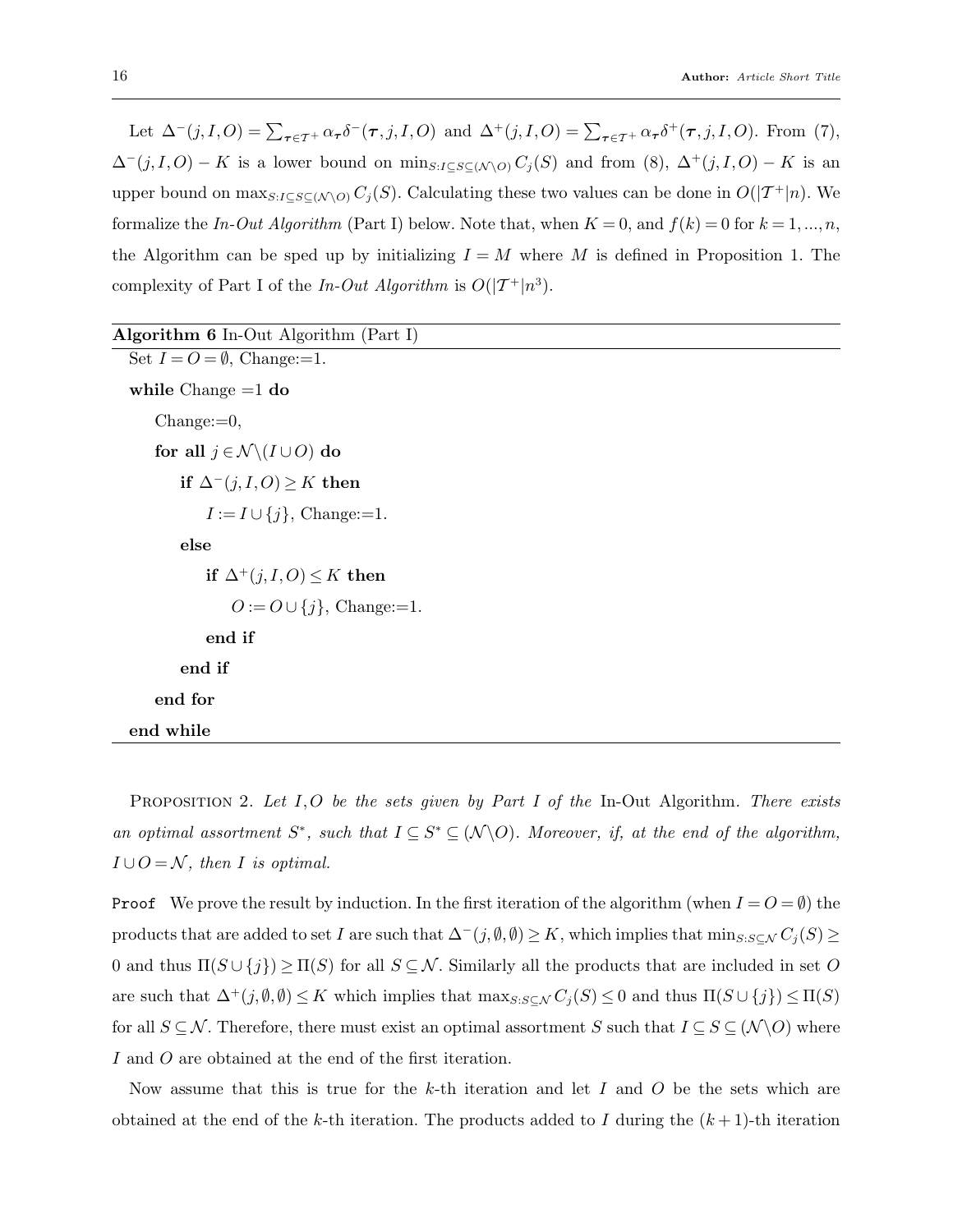Let $\Delta^-(j,I,O) = \sum_{\boldsymbol{\tau}\in\mathcal{T}^+} \alpha_{\boldsymbol{\tau}} \delta^-(\boldsymbol{\tau}, j, I, O)$ and $\Delta^+(j,I,O) = \sum_{\boldsymbol{\tau}\in\mathcal{T}^+} \alpha_{\boldsymbol{\tau}} \delta^+(\boldsymbol{\tau}, j, I, O)$. From (7), $\Delta^-(j,I,O) - K$ is a lower bound on $\min_{S: I\subseteq S\subseteq(\mathcal{N}\setminus O)} C_j(S)$ and from (8), $\Delta^+(j,I,O) - K$ is an upper bound on $\max_{S: I\subseteq S\subseteq(\mathcal{N}\setminus O)} C_j(S)$. Calculating these two values can be done in $O(|\mathcal{T}^+|n)$. We formalize the *In-Out Algorithm* (Part I) below. Note that, when $K=0$, and $f(k)=0$ for $k=1,...,n$, the Algorithm can be sped up by initializing $I=M$ where $M$ is defined in Proposition 1. The complexity of Part I of the *In-Out Algorithm* is $O(|\mathcal{T}^+|n^3)$.

**Algorithm 6** In-Out Algorithm (Part I)

```
Set I = O = ∅, Change:=1.
while Change = 1 do
    Change:=0,
    for all j ∈ N\(I ∪ O) do
        if Δ⁻(j, I, O) ≥ K then
            I := I ∪ {j}, Change:=1.
        else
            if Δ⁺(j, I, O) ≤ K then
                O := O ∪ {j}, Change:=1.
            end if
        end if
    end for
end while
```

Proposition 2. *Let $I, O$ be the sets given by Part I of the* In-Out Algorithm*. There exists an optimal assortment $S^*$, such that $I \subseteq S^* \subseteq (\mathcal{N}\setminus O)$. Moreover, if, at the end of the algorithm, $I\cup O = \mathcal{N}$, then $I$ is optimal.*

Proof  We prove the result by induction. In the first iteration of the algorithm (when $I=O=\emptyset$) the products that are added to set $I$ are such that $\Delta^-(j,\emptyset,\emptyset) \geq K$, which implies that $\min_{S:S\subseteq\mathcal{N}} C_j(S) \geq 0$ and thus $\Pi(S\cup\{j\}) \geq \Pi(S)$ for all $S\subseteq\mathcal{N}$. Similarly all the products that are included in set $O$ are such that $\Delta^+(j,\emptyset,\emptyset) \leq K$ which implies that $\max_{S:S\subseteq\mathcal{N}} C_j(S) \leq 0$ and thus $\Pi(S\cup\{j\}) \leq \Pi(S)$ for all $S\subseteq\mathcal{N}$. Therefore, there must exist an optimal assortment $S$ such that $I\subseteq S\subseteq(\mathcal{N}\setminus O)$ where $I$ and $O$ are obtained at the end of the first iteration.

Now assume that this is true for the $k$-th iteration and let $I$ and $O$ be the sets which are obtained at the end of the $k$-th iteration. The products added to $I$ during the $(k+1)$-th iteration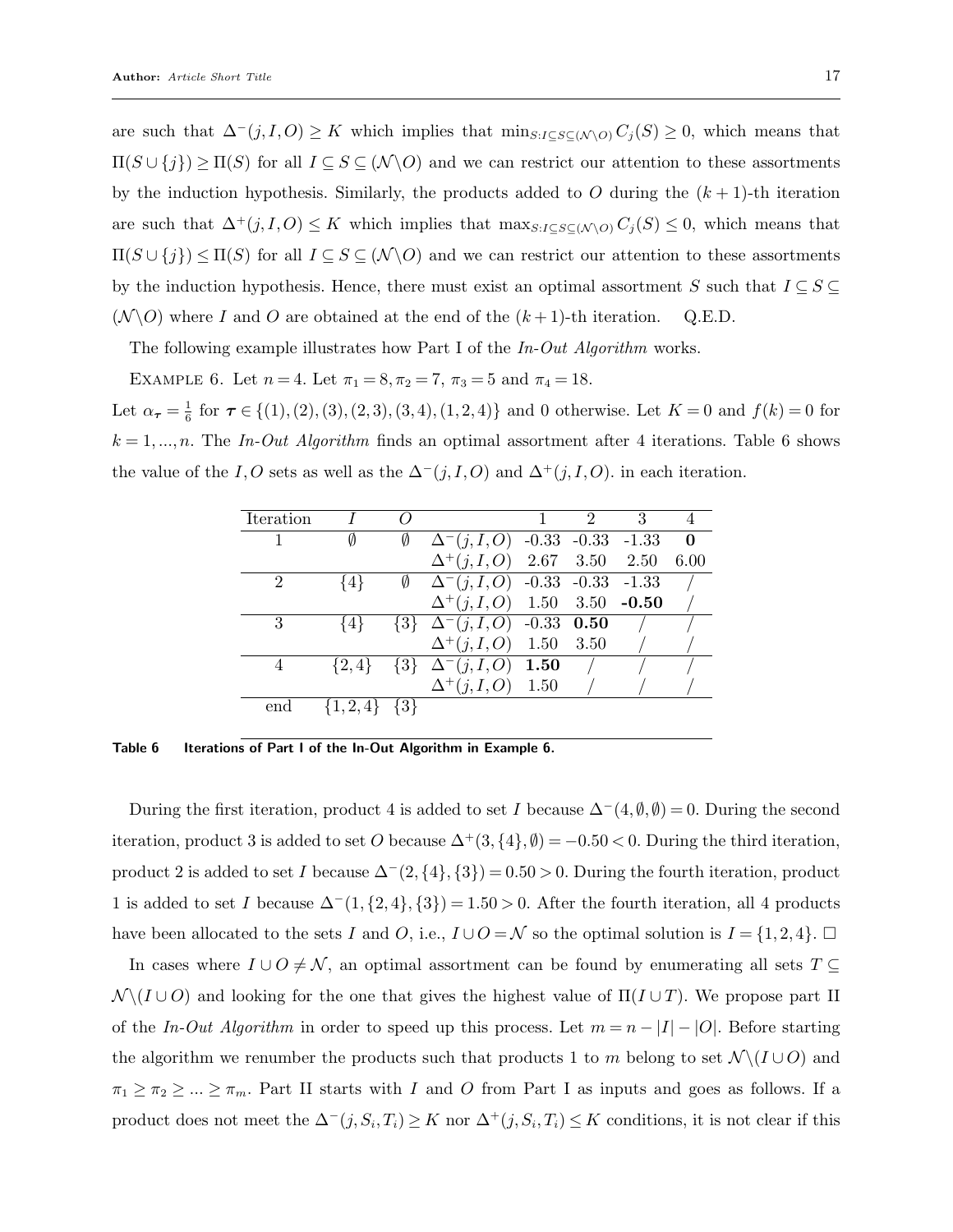are such that $\Delta^-(j,I,O) \geq K$ which implies that $\min_{S: I\subseteq S\subseteq (\mathcal{N}\backslash O)} C_j(S) \geq 0$, which means that $\Pi(S\cup\{j\}) \geq \Pi(S)$ for all $I \subseteq S \subseteq (\mathcal{N}\backslash O)$ and we can restrict our attention to these assortments by the induction hypothesis. Similarly, the products added to $O$ during the $(k+1)$-th iteration are such that $\Delta^+(j,I,O) \leq K$ which implies that $\max_{S: I\subseteq S\subseteq (\mathcal{N}\backslash O)} C_j(S) \leq 0$, which means that $\Pi(S\cup\{j\}) \leq \Pi(S)$ for all $I \subseteq S \subseteq (\mathcal{N}\backslash O)$ and we can restrict our attention to these assortments by the induction hypothesis. Hence, there must exist an optimal assortment $S$ such that $I \subseteq S \subseteq (\mathcal{N}\backslash O)$ where $I$ and $O$ are obtained at the end of the $(k+1)$-th iteration. Q.E.D.

The following example illustrates how Part I of the *In-Out Algorithm* works.

Example 6. Let $n=4$. Let $\pi_1 = 8, \pi_2 = 7$, $\pi_3 = 5$ and $\pi_4 = 18$.
Let $\alpha_{\boldsymbol{\tau}} = \frac{1}{6}$ for $\boldsymbol{\tau} \in \{(1),(2),(3),(2,3),(3,4),(1,2,4)\}$ and 0 otherwise. Let $K=0$ and $f(k)=0$ for $k=1,...,n$. The *In-Out Algorithm* finds an optimal assortment after 4 iterations. Table 6 shows the value of the $I,O$ sets as well as the $\Delta^-(j,I,O)$ and $\Delta^+(j,I,O)$. in each iteration.

| Iteration | $I$ | $O$ | | 1 | 2 | 3 | 4 |
|---|---|---|---|---|---|---|---|
| 1 | $\emptyset$ | $\emptyset$ | $\Delta^-(j,I,O)$ | -0.33 | -0.33 | -1.33 | **0** |
| | | | $\Delta^+(j,I,O)$ | 2.67 | 3.50 | 2.50 | 6.00 |
| 2 | $\{4\}$ | $\emptyset$ | $\Delta^-(j,I,O)$ | -0.33 | -0.33 | -1.33 | / |
| | | | $\Delta^+(j,I,O)$ | 1.50 | 3.50 | **-0.50** | / |
| 3 | $\{4\}$ | $\{3\}$ | $\Delta^-(j,I,O)$ | -0.33 | **0.50** | / | / |
| | | | $\Delta^+(j,I,O)$ | 1.50 | 3.50 | / | / |
| 4 | $\{2,4\}$ | $\{3\}$ | $\Delta^-(j,I,O)$ | **1.50** | / | / | / |
| | | | $\Delta^+(j,I,O)$ | 1.50 | / | / | / |
| end | $\{1,2,4\}$ | $\{3\}$ | | | | | |

**Table 6** Iterations of Part I of the In-Out Algorithm in Example 6.

During the first iteration, product 4 is added to set $I$ because $\Delta^-(4,\emptyset,\emptyset) = 0$. During the second iteration, product 3 is added to set $O$ because $\Delta^+(3,\{4\},\emptyset) = -0.50 < 0$. During the third iteration, product 2 is added to set $I$ because $\Delta^-(2,\{4\},\{3\}) = 0.50 > 0$. During the fourth iteration, product 1 is added to set $I$ because $\Delta^-(1,\{2,4\},\{3\}) = 1.50 > 0$. After the fourth iteration, all 4 products have been allocated to the sets $I$ and $O$, i.e., $I\cup O = \mathcal{N}$ so the optimal solution is $I = \{1,2,4\}$. $\square$

In cases where $I\cup O \neq \mathcal{N}$, an optimal assortment can be found by enumerating all sets $T \subseteq \mathcal{N}\backslash(I\cup O)$ and looking for the one that gives the highest value of $\Pi(I\cup T)$. We propose part II of the *In-Out Algorithm* in order to speed up this process. Let $m = n - |I| - |O|$. Before starting the algorithm we renumber the products such that products 1 to $m$ belong to set $\mathcal{N}\backslash(I\cup O)$ and $\pi_1 \geq \pi_2 \geq ... \geq \pi_m$. Part II starts with $I$ and $O$ from Part I as inputs and goes as follows. If a product does not meet the $\Delta^-(j,S_i,T_i) \geq K$ nor $\Delta^+(j,S_i,T_i) \leq K$ conditions, it is not clear if this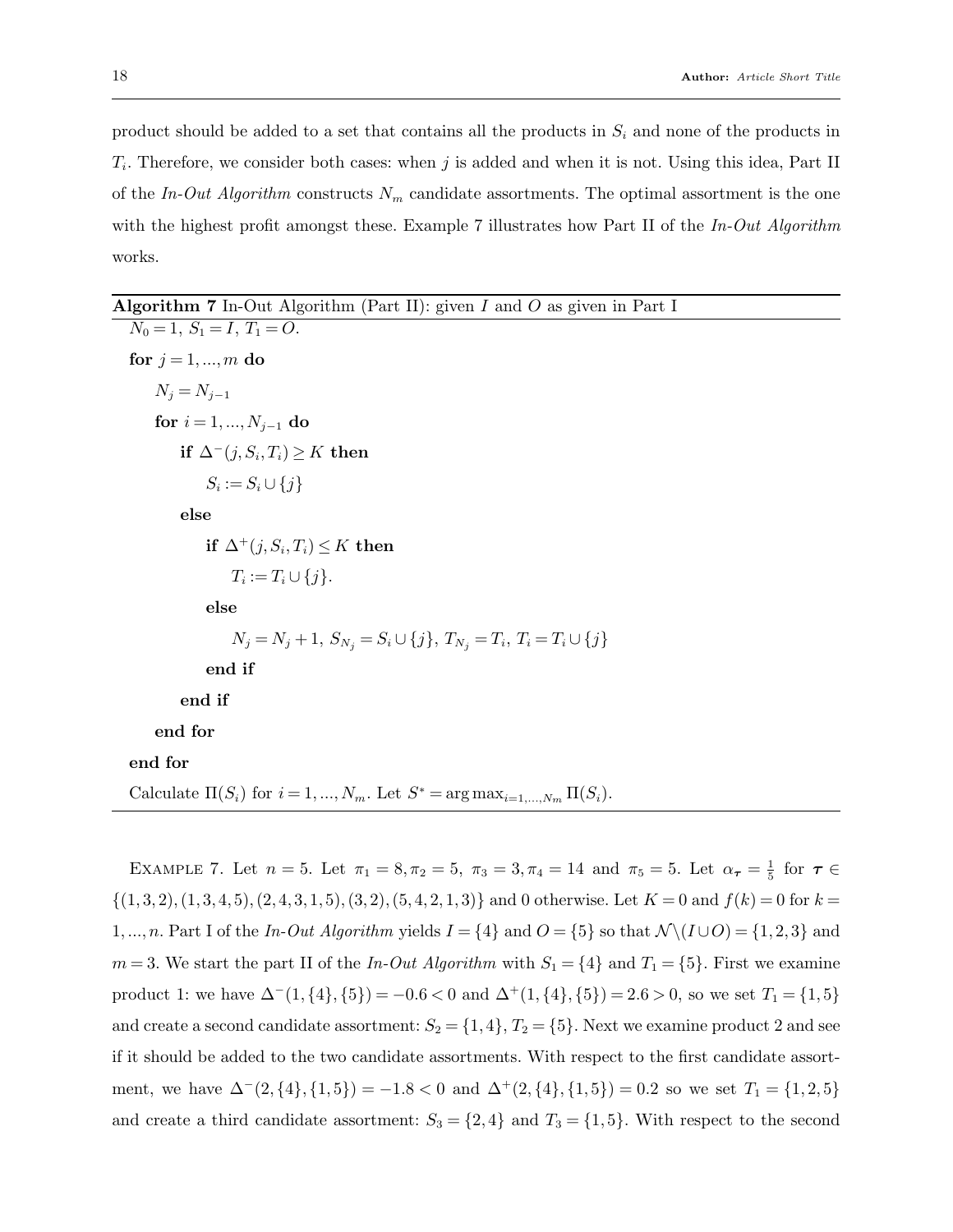product should be added to a set that contains all the products in $S_i$ and none of the products in $T_i$. Therefore, we consider both cases: when $j$ is added and when it is not. Using this idea, Part II of the *In-Out Algorithm* constructs $N_m$ candidate assortments. The optimal assortment is the one with the highest profit amongst these. Example 7 illustrates how Part II of the *In-Out Algorithm* works.

**Algorithm 7** In-Out Algorithm (Part II): given $I$ and $O$ as given in Part I

```
N_0 = 1, S_1 = I, T_1 = O.
for j = 1, ..., m do
    N_j = N_{j-1}
    for i = 1, ..., N_{j-1} do
        if Δ^-(j, S_i, T_i) ≥ K then
            S_i := S_i ∪ {j}
        else
            if Δ^+(j, S_i, T_i) ≤ K then
                T_i := T_i ∪ {j}.
            else
                N_j = N_j + 1, S_{N_j} = S_i ∪ {j}, T_{N_j} = T_i, T_i = T_i ∪ {j}
            end if
        end if
    end for
end for
Calculate Π(S_i) for i = 1, ..., N_m. Let S* = argmax_{i=1,...,N_m} Π(S_i).
```

Example 7. Let $n = 5$. Let $\pi_1 = 8, \pi_2 = 5,\ \pi_3 = 3, \pi_4 = 14$ and $\pi_5 = 5$. Let $\alpha_{\boldsymbol{\tau}} = \frac{1}{5}$ for $\boldsymbol{\tau} \in \{(1,3,2),(1,3,4,5),(2,4,3,1,5),(3,2),(5,4,2,1,3)\}$ and 0 otherwise. Let $K = 0$ and $f(k) = 0$ for $k = 1,...,n$. Part I of the *In-Out Algorithm* yields $I = \{4\}$ and $O = \{5\}$ so that $\mathcal{N}\backslash(I \cup O) = \{1,2,3\}$ and $m = 3$. We start the part II of the *In-Out Algorithm* with $S_1 = \{4\}$ and $T_1 = \{5\}$. First we examine product 1: we have $\Delta^-(1,\{4\},\{5\}) = -0.6 < 0$ and $\Delta^+(1,\{4\},\{5\}) = 2.6 > 0$, so we set $T_1 = \{1,5\}$ and create a second candidate assortment: $S_2 = \{1,4\}$, $T_2 = \{5\}$. Next we examine product 2 and see if it should be added to the two candidate assortments. With respect to the first candidate assortment, we have $\Delta^-(2,\{4\},\{1,5\}) = -1.8 < 0$ and $\Delta^+(2,\{4\},\{1,5\}) = 0.2$ so we set $T_1 = \{1,2,5\}$ and create a third candidate assortment: $S_3 = \{2,4\}$ and $T_3 = \{1,5\}$. With respect to the second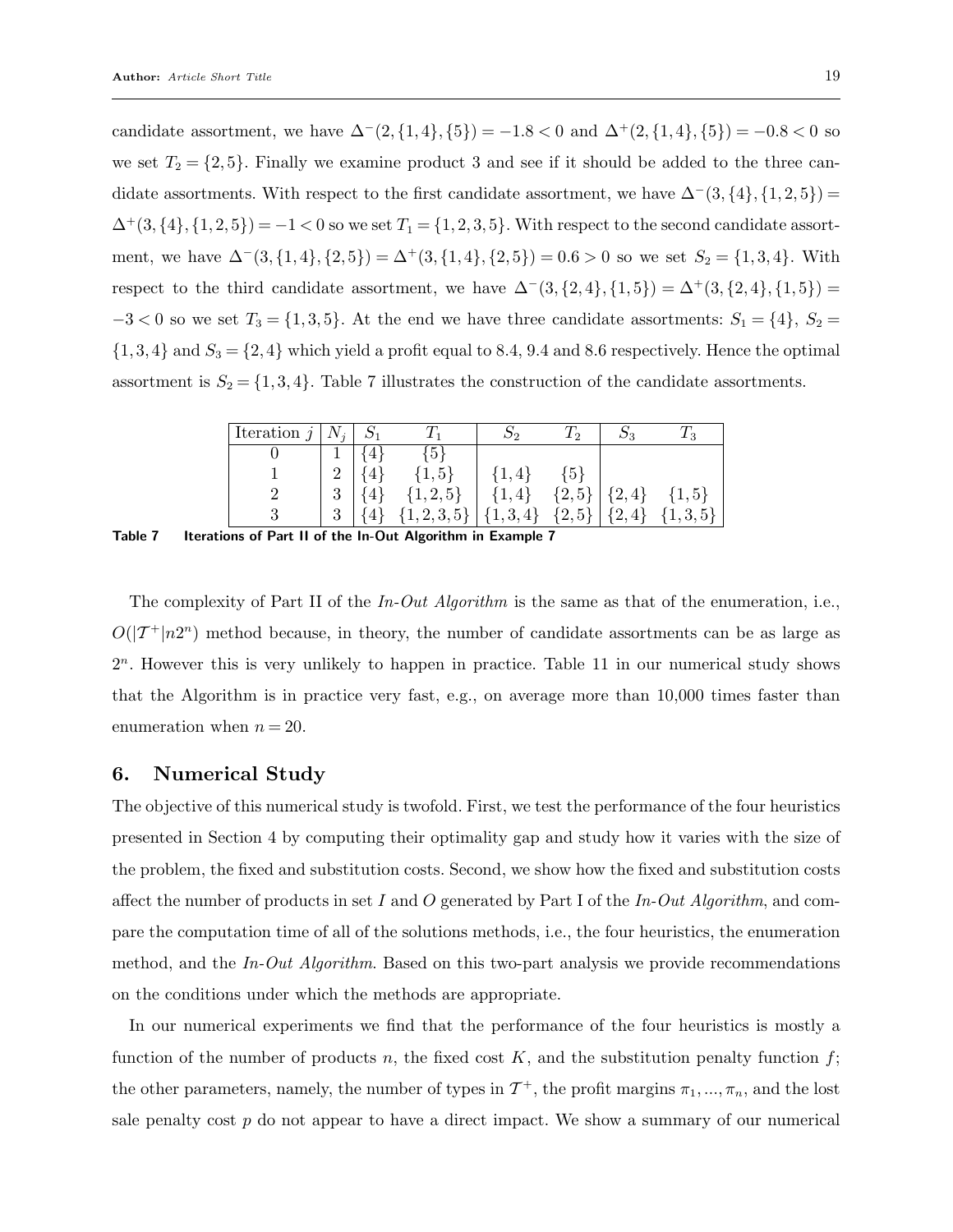candidate assortment, we have $\Delta^-(2,\{1,4\},\{5\}) = -1.8 < 0$ and $\Delta^+(2,\{1,4\},\{5\}) = -0.8 < 0$ so we set $T_2 = \{2,5\}$. Finally we examine product 3 and see if it should be added to the three candidate assortments. With respect to the first candidate assortment, we have $\Delta^-(3,\{4\},\{1,2,5\}) = \Delta^+(3,\{4\},\{1,2,5\}) = -1 < 0$ so we set $T_1 = \{1,2,3,5\}$. With respect to the second candidate assortment, we have $\Delta^-(3,\{1,4\},\{2,5\}) = \Delta^+(3,\{1,4\},\{2,5\}) = 0.6 > 0$ so we set $S_2 = \{1,3,4\}$. With respect to the third candidate assortment, we have $\Delta^-(3,\{2,4\},\{1,5\}) = \Delta^+(3,\{2,4\},\{1,5\}) = -3 < 0$ so we set $T_3 = \{1,3,5\}$. At the end we have three candidate assortments: $S_1 = \{4\}$, $S_2 = \{1,3,4\}$ and $S_3 = \{2,4\}$ which yield a profit equal to 8.4, 9.4 and 8.6 respectively. Hence the optimal assortment is $S_2 = \{1,3,4\}$. Table 7 illustrates the construction of the candidate assortments.

| Iteration $j$ | $N_j$ | $S_1$ | $T_1$ | $S_2$ | $T_2$ | $S_3$ | $T_3$ |
|---|---|---|---|---|---|---|---|
| 0 | 1 | $\{4\}$ | $\{5\}$ | | | | |
| 1 | 2 | $\{4\}$ | $\{1,5\}$ | $\{1,4\}$ | $\{5\}$ | | |
| 2 | 3 | $\{4\}$ | $\{1,2,5\}$ | $\{1,4\}$ | $\{2,5\}$ | $\{2,4\}$ | $\{1,5\}$ |
| 3 | 3 | $\{4\}$ | $\{1,2,3,5\}$ | $\{1,3,4\}$ | $\{2,5\}$ | $\{2,4\}$ | $\{1,3,5\}$ |

**Table 7** **Iterations of Part II of the In-Out Algorithm in Example 7**

The complexity of Part II of the *In-Out Algorithm* is the same as that of the enumeration, i.e., $O(|\mathcal{T}^+|n2^n)$ method because, in theory, the number of candidate assortments can be as large as $2^n$. However this is very unlikely to happen in practice. Table 11 in our numerical study shows that the Algorithm is in practice very fast, e.g., on average more than 10,000 times faster than enumeration when $n = 20$.

## 6. Numerical Study

The objective of this numerical study is twofold. First, we test the performance of the four heuristics presented in Section 4 by computing their optimality gap and study how it varies with the size of the problem, the fixed and substitution costs. Second, we show how the fixed and substitution costs affect the number of products in set $I$ and $O$ generated by Part I of the *In-Out Algorithm*, and compare the computation time of all of the solutions methods, i.e., the four heuristics, the enumeration method, and the *In-Out Algorithm*. Based on this two-part analysis we provide recommendations on the conditions under which the methods are appropriate.

In our numerical experiments we find that the performance of the four heuristics is mostly a function of the number of products $n$, the fixed cost $K$, and the substitution penalty function $f$; the other parameters, namely, the number of types in $\mathcal{T}^+$, the profit margins $\pi_1, ..., \pi_n$, and the lost sale penalty cost $p$ do not appear to have a direct impact. We show a summary of our numerical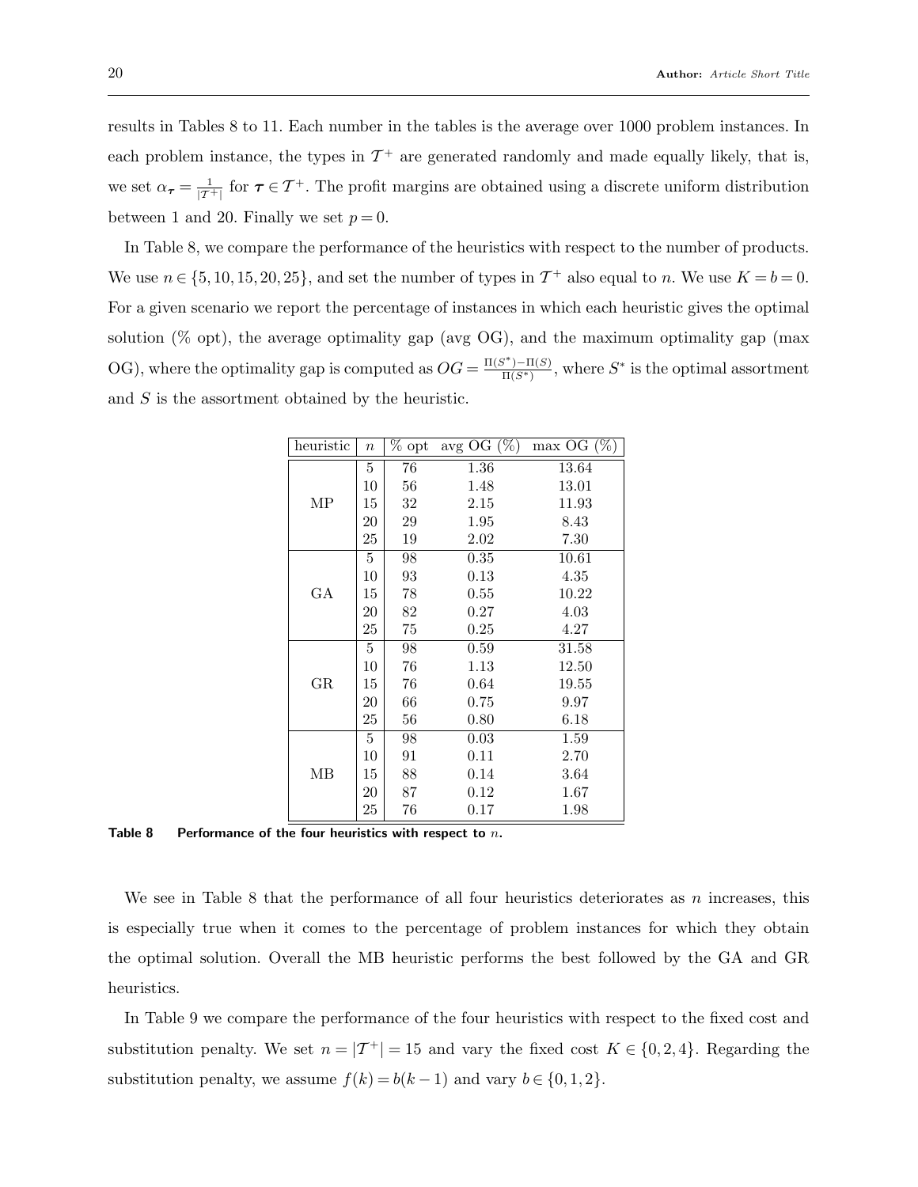results in Tables 8 to 11. Each number in the tables is the average over 1000 problem instances. In each problem instance, the types in $\mathcal{T}^+$ are generated randomly and made equally likely, that is, we set $\alpha_{\boldsymbol{\tau}} = \frac{1}{|\mathcal{T}^+|}$ for $\boldsymbol{\tau} \in \mathcal{T}^+$. The profit margins are obtained using a discrete uniform distribution between 1 and 20. Finally we set $p = 0$.

In Table 8, we compare the performance of the heuristics with respect to the number of products. We use $n \in \{5, 10, 15, 20, 25\}$, and set the number of types in $\mathcal{T}^+$ also equal to $n$. We use $K = b = 0$. For a given scenario we report the percentage of instances in which each heuristic gives the optimal solution (% opt), the average optimality gap (avg OG), and the maximum optimality gap (max OG), where the optimality gap is computed as $OG = \frac{\Pi(S^*) - \Pi(S)}{\Pi(S^*)}$, where $S^*$ is the optimal assortment and $S$ is the assortment obtained by the heuristic.

| heuristic | $n$ | % opt | avg OG (%) | max OG (%) |
|---|---|---|---|---|
| MP | 5 | 76 | 1.36 | 13.64 |
| | 10 | 56 | 1.48 | 13.01 |
| | 15 | 32 | 2.15 | 11.93 |
| | 20 | 29 | 1.95 | 8.43 |
| | 25 | 19 | 2.02 | 7.30 |
| GA | 5 | 98 | 0.35 | 10.61 |
| | 10 | 93 | 0.13 | 4.35 |
| | 15 | 78 | 0.55 | 10.22 |
| | 20 | 82 | 0.27 | 4.03 |
| | 25 | 75 | 0.25 | 4.27 |
| GR | 5 | 98 | 0.59 | 31.58 |
| | 10 | 76 | 1.13 | 12.50 |
| | 15 | 76 | 0.64 | 19.55 |
| | 20 | 66 | 0.75 | 9.97 |
| | 25 | 56 | 0.80 | 6.18 |
| MB | 5 | 98 | 0.03 | 1.59 |
| | 10 | 91 | 0.11 | 2.70 |
| | 15 | 88 | 0.14 | 3.64 |
| | 20 | 87 | 0.12 | 1.67 |
| | 25 | 76 | 0.17 | 1.98 |

**Table 8    Performance of the four heuristics with respect to $n$.**

We see in Table 8 that the performance of all four heuristics deteriorates as $n$ increases, this is especially true when it comes to the percentage of problem instances for which they obtain the optimal solution. Overall the MB heuristic performs the best followed by the GA and GR heuristics.

In Table 9 we compare the performance of the four heuristics with respect to the fixed cost and substitution penalty. We set $n = |\mathcal{T}^+| = 15$ and vary the fixed cost $K \in \{0, 2, 4\}$. Regarding the substitution penalty, we assume $f(k) = b(k-1)$ and vary $b \in \{0, 1, 2\}$.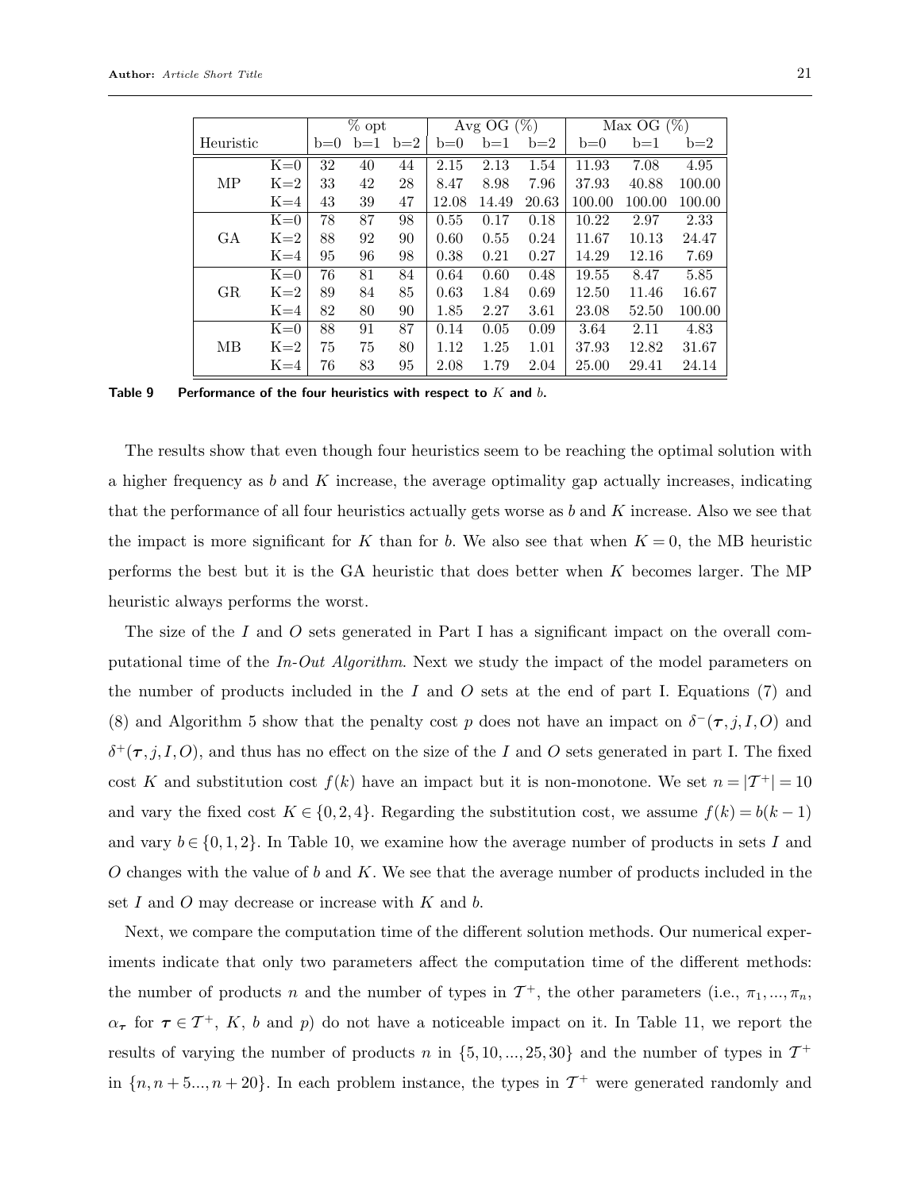| Heuristic | | % opt | | | Avg OG (%) | | | Max OG (%) | | |
|---|---|---|---|---|---|---|---|---|---|---|
| | | b=0 | b=1 | b=2 | b=0 | b=1 | b=2 | b=0 | b=1 | b=2 |
| MP | K=0 | 32 | 40 | 44 | 2.15 | 2.13 | 1.54 | 11.93 | 7.08 | 4.95 |
| | K=2 | 33 | 42 | 28 | 8.47 | 8.98 | 7.96 | 37.93 | 40.88 | 100.00 |
| | K=4 | 43 | 39 | 47 | 12.08 | 14.49 | 20.63 | 100.00 | 100.00 | 100.00 |
| GA | K=0 | 78 | 87 | 98 | 0.55 | 0.17 | 0.18 | 10.22 | 2.97 | 2.33 |
| | K=2 | 88 | 92 | 90 | 0.60 | 0.55 | 0.24 | 11.67 | 10.13 | 24.47 |
| | K=4 | 95 | 96 | 98 | 0.38 | 0.21 | 0.27 | 14.29 | 12.16 | 7.69 |
| GR | K=0 | 76 | 81 | 84 | 0.64 | 0.60 | 0.48 | 19.55 | 8.47 | 5.85 |
| | K=2 | 89 | 84 | 85 | 0.63 | 1.84 | 0.69 | 12.50 | 11.46 | 16.67 |
| | K=4 | 82 | 80 | 90 | 1.85 | 2.27 | 3.61 | 23.08 | 52.50 | 100.00 |
| MB | K=0 | 88 | 91 | 87 | 0.14 | 0.05 | 0.09 | 3.64 | 2.11 | 4.83 |
| | K=2 | 75 | 75 | 80 | 1.12 | 1.25 | 1.01 | 37.93 | 12.82 | 31.67 |
| | K=4 | 76 | 83 | 95 | 2.08 | 1.79 | 2.04 | 25.00 | 29.41 | 24.14 |

**Table 9 Performance of the four heuristics with respect to $K$ and $b$.**

The results show that even though four heuristics seem to be reaching the optimal solution with a higher frequency as $b$ and $K$ increase, the average optimality gap actually increases, indicating that the performance of all four heuristics actually gets worse as $b$ and $K$ increase. Also we see that the impact is more significant for $K$ than for $b$. We also see that when $K = 0$, the MB heuristic performs the best but it is the GA heuristic that does better when $K$ becomes larger. The MP heuristic always performs the worst.

The size of the $I$ and $O$ sets generated in Part I has a significant impact on the overall computational time of the *In-Out Algorithm*. Next we study the impact of the model parameters on the number of products included in the $I$ and $O$ sets at the end of part I. Equations (7) and (8) and Algorithm 5 show that the penalty cost $p$ does not have an impact on $\delta^-(\boldsymbol{\tau}, j, I, O)$ and $\delta^+(\boldsymbol{\tau}, j, I, O)$, and thus has no effect on the size of the $I$ and $O$ sets generated in part I. The fixed cost $K$ and substitution cost $f(k)$ have an impact but it is non-monotone. We set $n = |\mathcal{T}^+| = 10$ and vary the fixed cost $K \in \{0, 2, 4\}$. Regarding the substitution cost, we assume $f(k) = b(k-1)$ and vary $b \in \{0, 1, 2\}$. In Table 10, we examine how the average number of products in sets $I$ and $O$ changes with the value of $b$ and $K$. We see that the average number of products included in the set $I$ and $O$ may decrease or increase with $K$ and $b$.

Next, we compare the computation time of the different solution methods. Our numerical experiments indicate that only two parameters affect the computation time of the different methods: the number of products $n$ and the number of types in $\mathcal{T}^+$, the other parameters (i.e., $\pi_1, ..., \pi_n$, $\alpha_{\boldsymbol{\tau}}$ for $\boldsymbol{\tau} \in \mathcal{T}^+$, $K$, $b$ and $p$) do not have a noticeable impact on it. In Table 11, we report the results of varying the number of products $n$ in $\{5, 10, ..., 25, 30\}$ and the number of types in $\mathcal{T}^+$ in $\{n, n+5..., n+20\}$. In each problem instance, the types in $\mathcal{T}^+$ were generated randomly and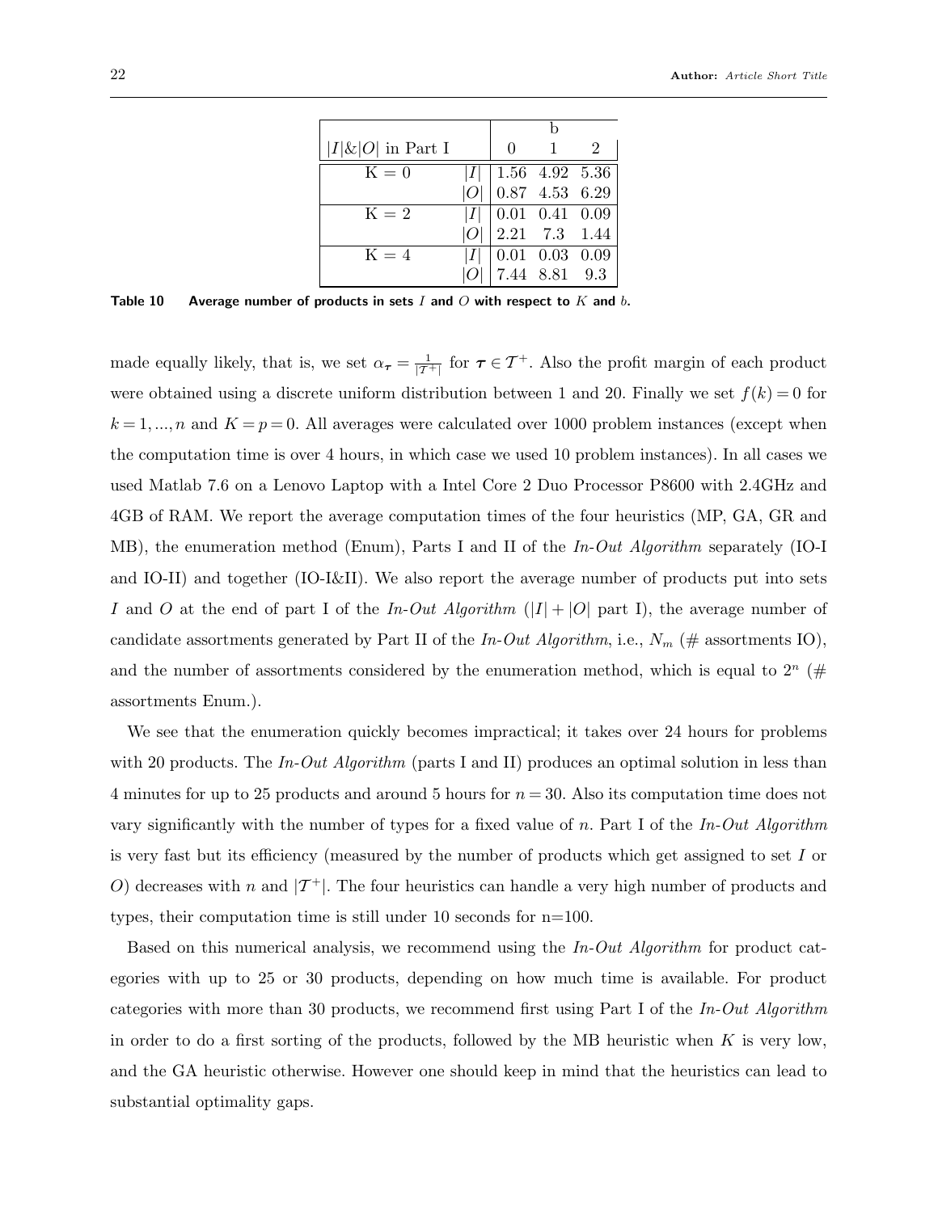| $\|I\|\&\|O\|$ in Part I | | b | | |
|---|---|---|---|---|
| | | 0 | 1 | 2 |
| K = 0 | $\|I\|$ | 1.56 | 4.92 | 5.36 |
| | $\|O\|$ | 0.87 | 4.53 | 6.29 |
| K = 2 | $\|I\|$ | 0.01 | 0.41 | 0.09 |
| | $\|O\|$ | 2.21 | 7.3 | 1.44 |
| K = 4 | $\|I\|$ | 0.01 | 0.03 | 0.09 |
| | $\|O\|$ | 7.44 | 8.81 | 9.3 |

**Table 10  Average number of products in sets $I$ and $O$ with respect to $K$ and $b$.**

made equally likely, that is, we set $\alpha_{\boldsymbol{\tau}} = \frac{1}{|\mathcal{T}^+|}$ for $\boldsymbol{\tau} \in \mathcal{T}^+$. Also the profit margin of each product were obtained using a discrete uniform distribution between 1 and 20. Finally we set $f(k) = 0$ for $k = 1, ..., n$ and $K = p = 0$. All averages were calculated over 1000 problem instances (except when the computation time is over 4 hours, in which case we used 10 problem instances). In all cases we used Matlab 7.6 on a Lenovo Laptop with a Intel Core 2 Duo Processor P8600 with 2.4GHz and 4GB of RAM. We report the average computation times of the four heuristics (MP, GA, GR and MB), the enumeration method (Enum), Parts I and II of the *In-Out Algorithm* separately (IO-I and IO-II) and together (IO-I&II). We also report the average number of products put into sets $I$ and $O$ at the end of part I of the *In-Out Algorithm* ($|I| + |O|$ part I), the average number of candidate assortments generated by Part II of the *In-Out Algorithm*, i.e., $N_m$ (# assortments IO), and the number of assortments considered by the enumeration method, which is equal to $2^n$ (# assortments Enum.).

We see that the enumeration quickly becomes impractical; it takes over 24 hours for problems with 20 products. The *In-Out Algorithm* (parts I and II) produces an optimal solution in less than 4 minutes for up to 25 products and around 5 hours for $n = 30$. Also its computation time does not vary significantly with the number of types for a fixed value of $n$. Part I of the *In-Out Algorithm* is very fast but its efficiency (measured by the number of products which get assigned to set $I$ or $O$) decreases with $n$ and $|\mathcal{T}^+|$. The four heuristics can handle a very high number of products and types, their computation time is still under 10 seconds for n=100.

Based on this numerical analysis, we recommend using the *In-Out Algorithm* for product categories with up to 25 or 30 products, depending on how much time is available. For product categories with more than 30 products, we recommend first using Part I of the *In-Out Algorithm* in order to do a first sorting of the products, followed by the MB heuristic when $K$ is very low, and the GA heuristic otherwise. However one should keep in mind that the heuristics can lead to substantial optimality gaps.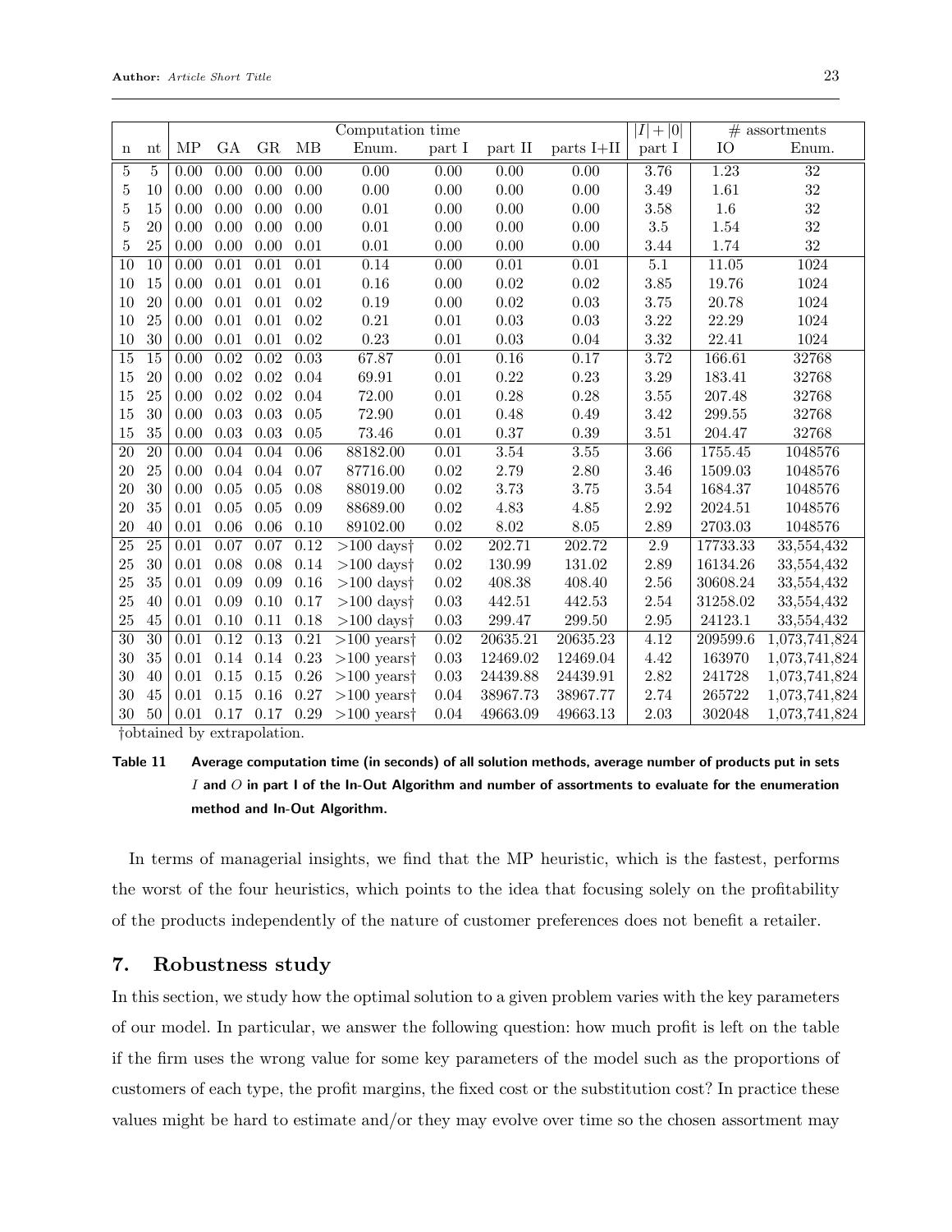| n | nt | Computation time | | | | | | | | $\lvert I\rvert + \lvert 0\rvert$ | # assortments | |
|---|---|---|---|---|---|---|---|---|---|---|---|---|
| | | MP | GA | GR | MB | Enum. | part I | part II | parts I+II | part I | IO | Enum. |
| 5 | 5 | 0.00 | 0.00 | 0.00 | 0.00 | 0.00 | 0.00 | 0.00 | 0.00 | 3.76 | 1.23 | 32 |
| 5 | 10 | 0.00 | 0.00 | 0.00 | 0.00 | 0.00 | 0.00 | 0.00 | 0.00 | 3.49 | 1.61 | 32 |
| 5 | 15 | 0.00 | 0.00 | 0.00 | 0.00 | 0.01 | 0.00 | 0.00 | 0.00 | 3.58 | 1.6 | 32 |
| 5 | 20 | 0.00 | 0.00 | 0.00 | 0.00 | 0.01 | 0.00 | 0.00 | 0.00 | 3.5 | 1.54 | 32 |
| 5 | 25 | 0.00 | 0.00 | 0.00 | 0.01 | 0.01 | 0.00 | 0.00 | 0.00 | 3.44 | 1.74 | 32 |
| 10 | 10 | 0.00 | 0.01 | 0.01 | 0.01 | 0.14 | 0.00 | 0.01 | 0.01 | 5.1 | 11.05 | 1024 |
| 10 | 15 | 0.00 | 0.01 | 0.01 | 0.01 | 0.16 | 0.00 | 0.02 | 0.02 | 3.85 | 19.76 | 1024 |
| 10 | 20 | 0.00 | 0.01 | 0.01 | 0.02 | 0.19 | 0.00 | 0.02 | 0.03 | 3.75 | 20.78 | 1024 |
| 10 | 25 | 0.00 | 0.01 | 0.01 | 0.02 | 0.21 | 0.01 | 0.03 | 0.03 | 3.22 | 22.29 | 1024 |
| 10 | 30 | 0.00 | 0.01 | 0.01 | 0.02 | 0.23 | 0.01 | 0.03 | 0.04 | 3.32 | 22.41 | 1024 |
| 15 | 15 | 0.00 | 0.02 | 0.02 | 0.03 | 67.87 | 0.01 | 0.16 | 0.17 | 3.72 | 166.61 | 32768 |
| 15 | 20 | 0.00 | 0.02 | 0.02 | 0.04 | 69.91 | 0.01 | 0.22 | 0.23 | 3.29 | 183.41 | 32768 |
| 15 | 25 | 0.00 | 0.02 | 0.02 | 0.04 | 72.00 | 0.01 | 0.28 | 0.28 | 3.55 | 207.48 | 32768 |
| 15 | 30 | 0.00 | 0.03 | 0.03 | 0.05 | 72.90 | 0.01 | 0.48 | 0.49 | 3.42 | 299.55 | 32768 |
| 15 | 35 | 0.00 | 0.03 | 0.03 | 0.05 | 73.46 | 0.01 | 0.37 | 0.39 | 3.51 | 204.47 | 32768 |
| 20 | 20 | 0.00 | 0.04 | 0.04 | 0.06 | 88182.00 | 0.01 | 3.54 | 3.55 | 3.66 | 1755.45 | 1048576 |
| 20 | 25 | 0.00 | 0.04 | 0.04 | 0.07 | 87716.00 | 0.02 | 2.79 | 2.80 | 3.46 | 1509.03 | 1048576 |
| 20 | 30 | 0.00 | 0.05 | 0.05 | 0.08 | 88019.00 | 0.02 | 3.73 | 3.75 | 3.54 | 1684.37 | 1048576 |
| 20 | 35 | 0.01 | 0.05 | 0.05 | 0.09 | 88689.00 | 0.02 | 4.83 | 4.85 | 2.92 | 2024.51 | 1048576 |
| 20 | 40 | 0.01 | 0.06 | 0.06 | 0.10 | 89102.00 | 0.02 | 8.02 | 8.05 | 2.89 | 2703.03 | 1048576 |
| 25 | 25 | 0.01 | 0.07 | 0.07 | 0.12 | >100 days† | 0.02 | 202.71 | 202.72 | 2.9 | 17733.33 | 33,554,432 |
| 25 | 30 | 0.01 | 0.08 | 0.08 | 0.14 | >100 days† | 0.02 | 130.99 | 131.02 | 2.89 | 16134.26 | 33,554,432 |
| 25 | 35 | 0.01 | 0.09 | 0.09 | 0.16 | >100 days† | 0.02 | 408.38 | 408.40 | 2.56 | 30608.24 | 33,554,432 |
| 25 | 40 | 0.01 | 0.09 | 0.10 | 0.17 | >100 days† | 0.03 | 442.51 | 442.53 | 2.54 | 31258.02 | 33,554,432 |
| 25 | 45 | 0.01 | 0.10 | 0.11 | 0.18 | >100 days† | 0.03 | 299.47 | 299.50 | 2.95 | 24123.1 | 33,554,432 |
| 30 | 30 | 0.01 | 0.12 | 0.13 | 0.21 | >100 years† | 0.02 | 20635.21 | 20635.23 | 4.12 | 209599.6 | 1,073,741,824 |
| 30 | 35 | 0.01 | 0.14 | 0.14 | 0.23 | >100 years† | 0.03 | 12469.02 | 12469.04 | 4.42 | 163970 | 1,073,741,824 |
| 30 | 40 | 0.01 | 0.15 | 0.15 | 0.26 | >100 years† | 0.03 | 24439.88 | 24439.91 | 2.82 | 241728 | 1,073,741,824 |
| 30 | 45 | 0.01 | 0.15 | 0.16 | 0.27 | >100 years† | 0.04 | 38967.73 | 38967.77 | 2.74 | 265722 | 1,073,741,824 |
| 30 | 50 | 0.01 | 0.17 | 0.17 | 0.29 | >100 years† | 0.04 | 49663.09 | 49663.13 | 2.03 | 302048 | 1,073,741,824 |

†obtained by extrapolation.

**Table 11** **Average computation time (in seconds) of all solution methods, average number of products put in sets $I$ and $O$ in part I of the In-Out Algorithm and number of assortments to evaluate for the enumeration method and In-Out Algorithm.**

In terms of managerial insights, we find that the MP heuristic, which is the fastest, performs the worst of the four heuristics, which points to the idea that focusing solely on the profitability of the products independently of the nature of customer preferences does not benefit a retailer.

## 7. Robustness study

In this section, we study how the optimal solution to a given problem varies with the key parameters of our model. In particular, we answer the following question: how much profit is left on the table if the firm uses the wrong value for some key parameters of the model such as the proportions of customers of each type, the profit margins, the fixed cost or the substitution cost? In practice these values might be hard to estimate and/or they may evolve over time so the chosen assortment may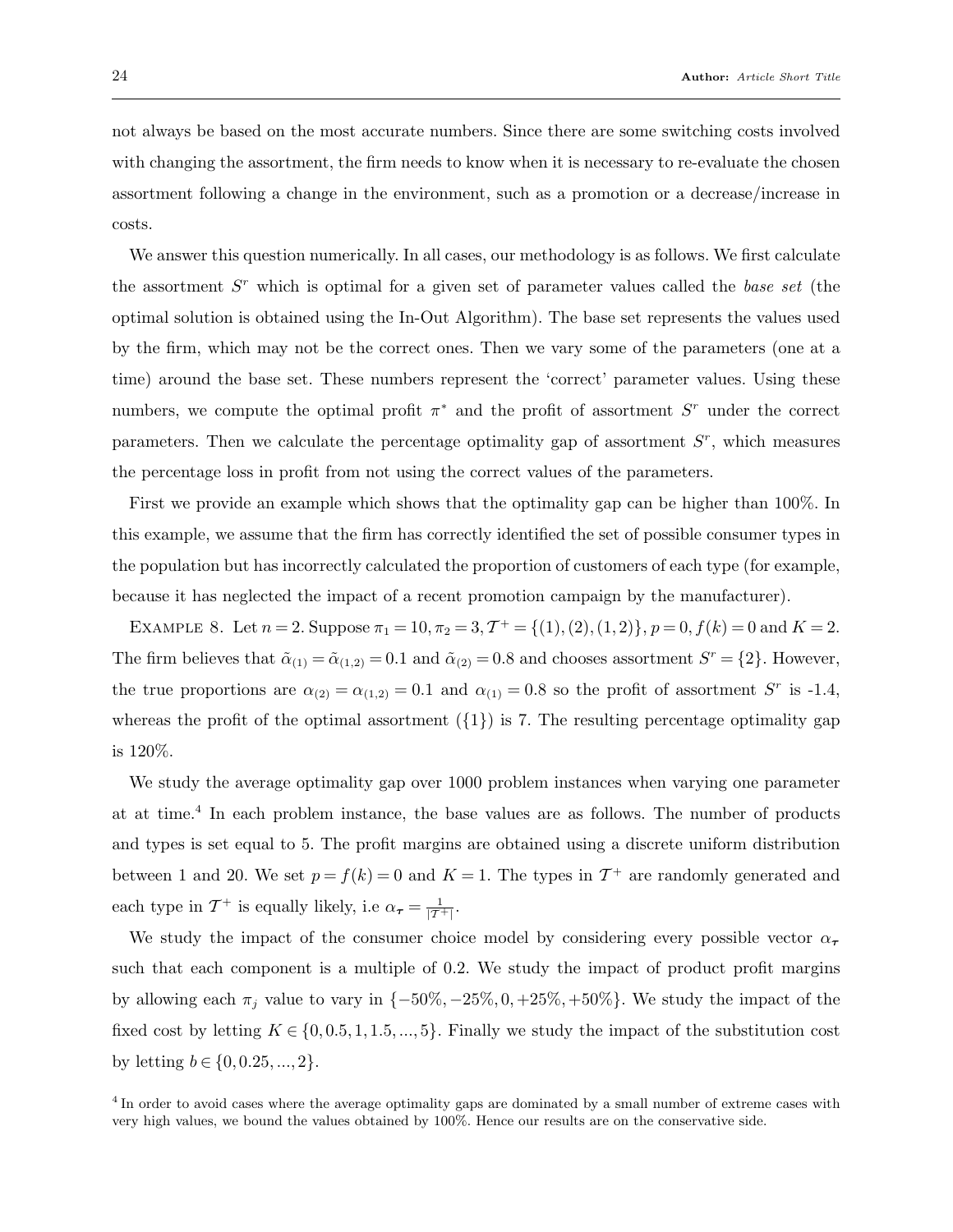not always be based on the most accurate numbers. Since there are some switching costs involved with changing the assortment, the firm needs to know when it is necessary to re-evaluate the chosen assortment following a change in the environment, such as a promotion or a decrease/increase in costs.

We answer this question numerically. In all cases, our methodology is as follows. We first calculate the assortment $S^r$ which is optimal for a given set of parameter values called the *base set* (the optimal solution is obtained using the In-Out Algorithm). The base set represents the values used by the firm, which may not be the correct ones. Then we vary some of the parameters (one at a time) around the base set. These numbers represent the 'correct' parameter values. Using these numbers, we compute the optimal profit $\pi^*$ and the profit of assortment $S^r$ under the correct parameters. Then we calculate the percentage optimality gap of assortment $S^r$, which measures the percentage loss in profit from not using the correct values of the parameters.

First we provide an example which shows that the optimality gap can be higher than 100%. In this example, we assume that the firm has correctly identified the set of possible consumer types in the population but has incorrectly calculated the proportion of customers of each type (for example, because it has neglected the impact of a recent promotion campaign by the manufacturer).

Example 8. Let $n = 2$. Suppose $\pi_1 = 10, \pi_2 = 3, \mathcal{T}^+ = \{(1), (2), (1,2)\}, p = 0, f(k) = 0$ and $K = 2$. The firm believes that $\tilde{\alpha}_{(1)} = \tilde{\alpha}_{(1,2)} = 0.1$ and $\tilde{\alpha}_{(2)} = 0.8$ and chooses assortment $S^r = \{2\}$. However, the true proportions are $\alpha_{(2)} = \alpha_{(1,2)} = 0.1$ and $\alpha_{(1)} = 0.8$ so the profit of assortment $S^r$ is -1.4, whereas the profit of the optimal assortment ($\{1\}$) is 7. The resulting percentage optimality gap is 120%.

We study the average optimality gap over 1000 problem instances when varying one parameter at at time.[4] In each problem instance, the base values are as follows. The number of products and types is set equal to 5. The profit margins are obtained using a discrete uniform distribution between 1 and 20. We set $p = f(k) = 0$ and $K = 1$. The types in $\mathcal{T}^+$ are randomly generated and each type in $\mathcal{T}^+$ is equally likely, i.e $\alpha_{\boldsymbol{\tau}} = \frac{1}{|\mathcal{T}^+|}$.

We study the impact of the consumer choice model by considering every possible vector $\alpha_{\boldsymbol{\tau}}$ such that each component is a multiple of 0.2. We study the impact of product profit margins by allowing each $\pi_j$ value to vary in $\{-50\%, -25\%, 0, +25\%, +50\%\}$. We study the impact of the fixed cost by letting $K \in \{0, 0.5, 1, 1.5, ..., 5\}$. Finally we study the impact of the substitution cost by letting $b \in \{0, 0.25, ..., 2\}$.

[4] In order to avoid cases where the average optimality gaps are dominated by a small number of extreme cases with very high values, we bound the values obtained by 100%. Hence our results are on the conservative side.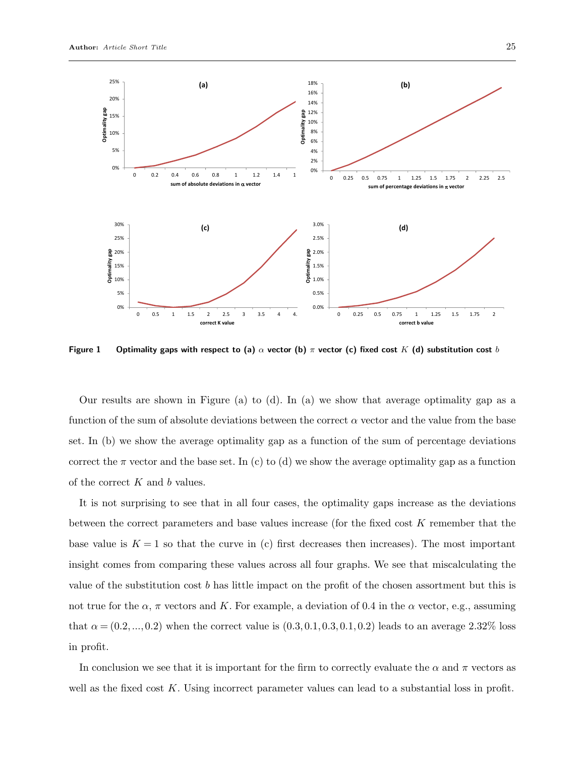**Figure 1** **Optimality gaps with respect to (a) $\alpha$ vector (b) $\pi$ vector (c) fixed cost $K$ (d) substitution cost $b$**

Our results are shown in Figure (a) to (d). In (a) we show that average optimality gap as a function of the sum of absolute deviations between the correct $\alpha$ vector and the value from the base set. In (b) we show the average optimality gap as a function of the sum of percentage deviations correct the $\pi$ vector and the base set. In (c) to (d) we show the average optimality gap as a function of the correct $K$ and $b$ values.

It is not surprising to see that in all four cases, the optimality gaps increase as the deviations between the correct parameters and base values increase (for the fixed cost $K$ remember that the base value is $K = 1$ so that the curve in (c) first decreases then increases). The most important insight comes from comparing these values across all four graphs. We see that miscalculating the value of the substitution cost $b$ has little impact on the profit of the chosen assortment but this is not true for the $\alpha$, $\pi$ vectors and $K$. For example, a deviation of 0.4 in the $\alpha$ vector, e.g., assuming that $\alpha = (0.2, ..., 0.2)$ when the correct value is $(0.3, 0.1, 0.3, 0.1, 0.2)$ leads to an average 2.32% loss in profit.

In conclusion we see that it is important for the firm to correctly evaluate the $\alpha$ and $\pi$ vectors as well as the fixed cost $K$. Using incorrect parameter values can lead to a substantial loss in profit.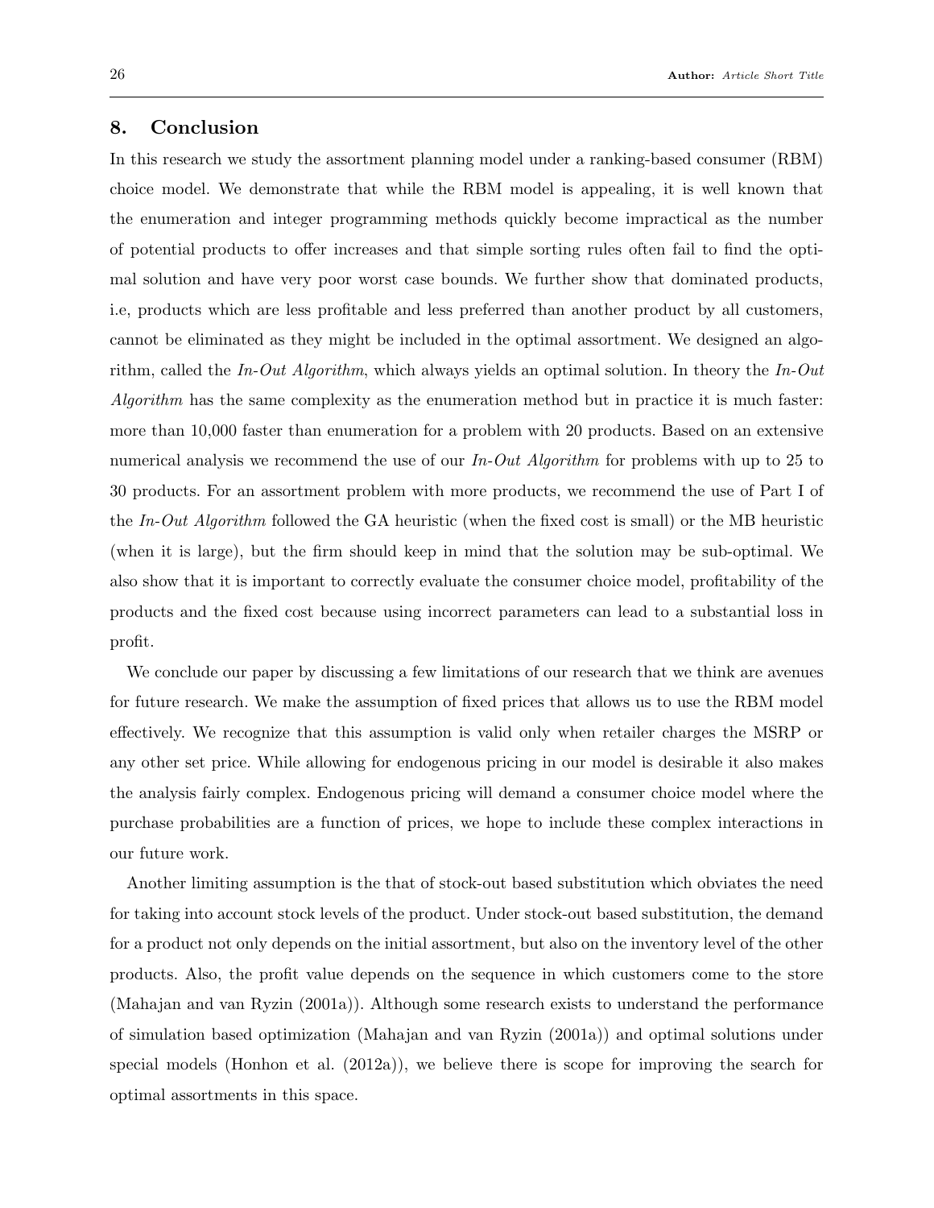## 8. Conclusion

In this research we study the assortment planning model under a ranking-based consumer (RBM) choice model. We demonstrate that while the RBM model is appealing, it is well known that the enumeration and integer programming methods quickly become impractical as the number of potential products to offer increases and that simple sorting rules often fail to find the optimal solution and have very poor worst case bounds. We further show that dominated products, i.e, products which are less profitable and less preferred than another product by all customers, cannot be eliminated as they might be included in the optimal assortment. We designed an algorithm, called the *In-Out Algorithm*, which always yields an optimal solution. In theory the *In-Out Algorithm* has the same complexity as the enumeration method but in practice it is much faster: more than 10,000 faster than enumeration for a problem with 20 products. Based on an extensive numerical analysis we recommend the use of our *In-Out Algorithm* for problems with up to 25 to 30 products. For an assortment problem with more products, we recommend the use of Part I of the *In-Out Algorithm* followed the GA heuristic (when the fixed cost is small) or the MB heuristic (when it is large), but the firm should keep in mind that the solution may be sub-optimal. We also show that it is important to correctly evaluate the consumer choice model, profitability of the products and the fixed cost because using incorrect parameters can lead to a substantial loss in profit.

We conclude our paper by discussing a few limitations of our research that we think are avenues for future research. We make the assumption of fixed prices that allows us to use the RBM model effectively. We recognize that this assumption is valid only when retailer charges the MSRP or any other set price. While allowing for endogenous pricing in our model is desirable it also makes the analysis fairly complex. Endogenous pricing will demand a consumer choice model where the purchase probabilities are a function of prices, we hope to include these complex interactions in our future work.

Another limiting assumption is the that of stock-out based substitution which obviates the need for taking into account stock levels of the product. Under stock-out based substitution, the demand for a product not only depends on the initial assortment, but also on the inventory level of the other products. Also, the profit value depends on the sequence in which customers come to the store (Mahajan and van Ryzin (2001a)). Although some research exists to understand the performance of simulation based optimization (Mahajan and van Ryzin (2001a)) and optimal solutions under special models (Honhon et al. (2012a)), we believe there is scope for improving the search for optimal assortments in this space.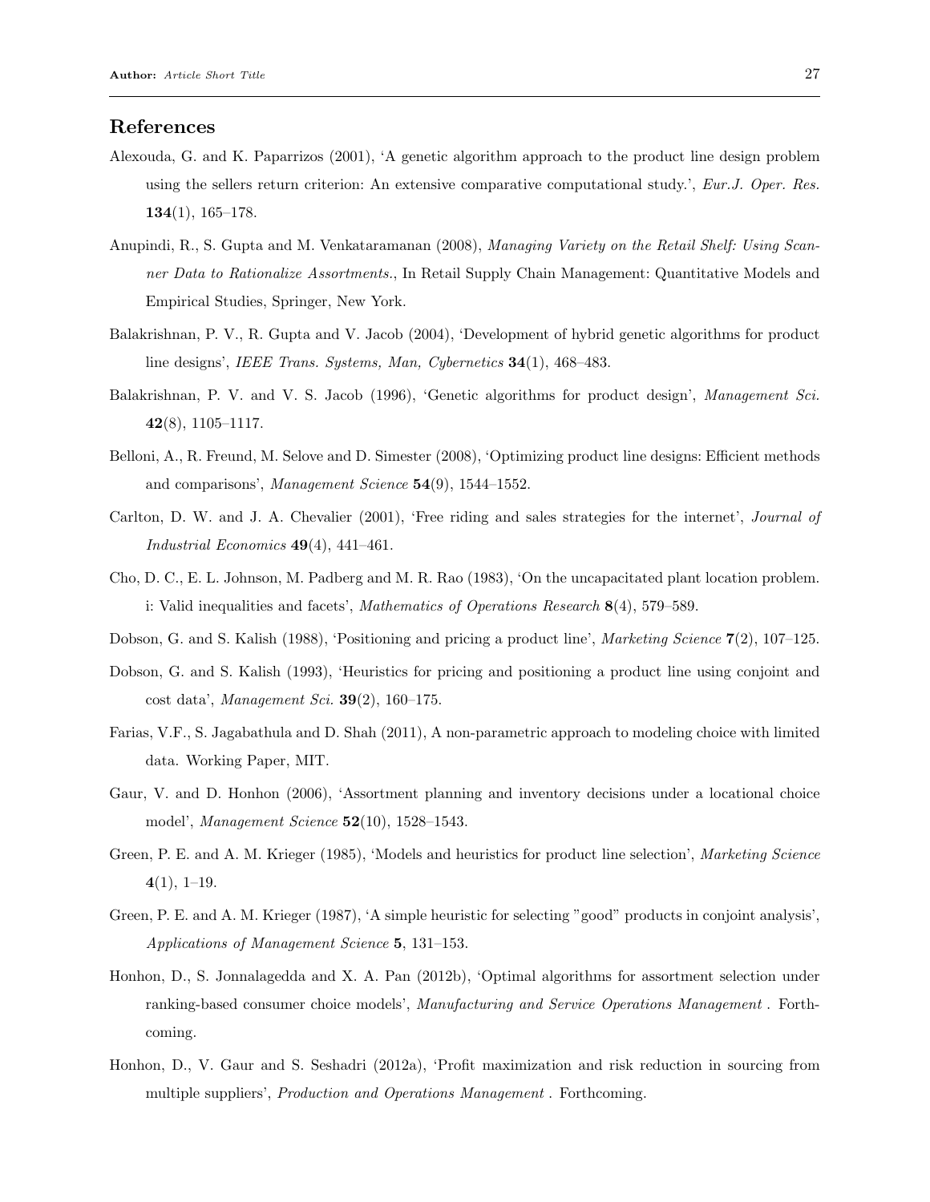## References

Alexouda, G. and K. Paparrizos (2001), 'A genetic algorithm approach to the product line design problem using the sellers return criterion: An extensive comparative computational study.', *Eur.J. Oper. Res.* **134**(1), 165–178.

Anupindi, R., S. Gupta and M. Venkataramanan (2008), *Managing Variety on the Retail Shelf: Using Scanner Data to Rationalize Assortments.*, In Retail Supply Chain Management: Quantitative Models and Empirical Studies, Springer, New York.

Balakrishnan, P. V., R. Gupta and V. Jacob (2004), 'Development of hybrid genetic algorithms for product line designs', *IEEE Trans. Systems, Man, Cybernetics* **34**(1), 468–483.

Balakrishnan, P. V. and V. S. Jacob (1996), 'Genetic algorithms for product design', *Management Sci.* **42**(8), 1105–1117.

Belloni, A., R. Freund, M. Selove and D. Simester (2008), 'Optimizing product line designs: Efficient methods and comparisons', *Management Science* **54**(9), 1544–1552.

Carlton, D. W. and J. A. Chevalier (2001), 'Free riding and sales strategies for the internet', *Journal of Industrial Economics* **49**(4), 441–461.

Cho, D. C., E. L. Johnson, M. Padberg and M. R. Rao (1983), 'On the uncapacitated plant location problem. i: Valid inequalities and facets', *Mathematics of Operations Research* **8**(4), 579–589.

Dobson, G. and S. Kalish (1988), 'Positioning and pricing a product line', *Marketing Science* **7**(2), 107–125.

Dobson, G. and S. Kalish (1993), 'Heuristics for pricing and positioning a product line using conjoint and cost data', *Management Sci.* **39**(2), 160–175.

Farias, V.F., S. Jagabathula and D. Shah (2011), A non-parametric approach to modeling choice with limited data. Working Paper, MIT.

Gaur, V. and D. Honhon (2006), 'Assortment planning and inventory decisions under a locational choice model', *Management Science* **52**(10), 1528–1543.

Green, P. E. and A. M. Krieger (1985), 'Models and heuristics for product line selection', *Marketing Science* **4**(1), 1–19.

Green, P. E. and A. M. Krieger (1987), 'A simple heuristic for selecting "good" products in conjoint analysis', *Applications of Management Science* **5**, 131–153.

Honhon, D., S. Jonnalagedda and X. A. Pan (2012b), 'Optimal algorithms for assortment selection under ranking-based consumer choice models', *Manufacturing and Service Operations Management* . Forthcoming.

Honhon, D., V. Gaur and S. Seshadri (2012a), 'Profit maximization and risk reduction in sourcing from multiple suppliers', *Production and Operations Management* . Forthcoming.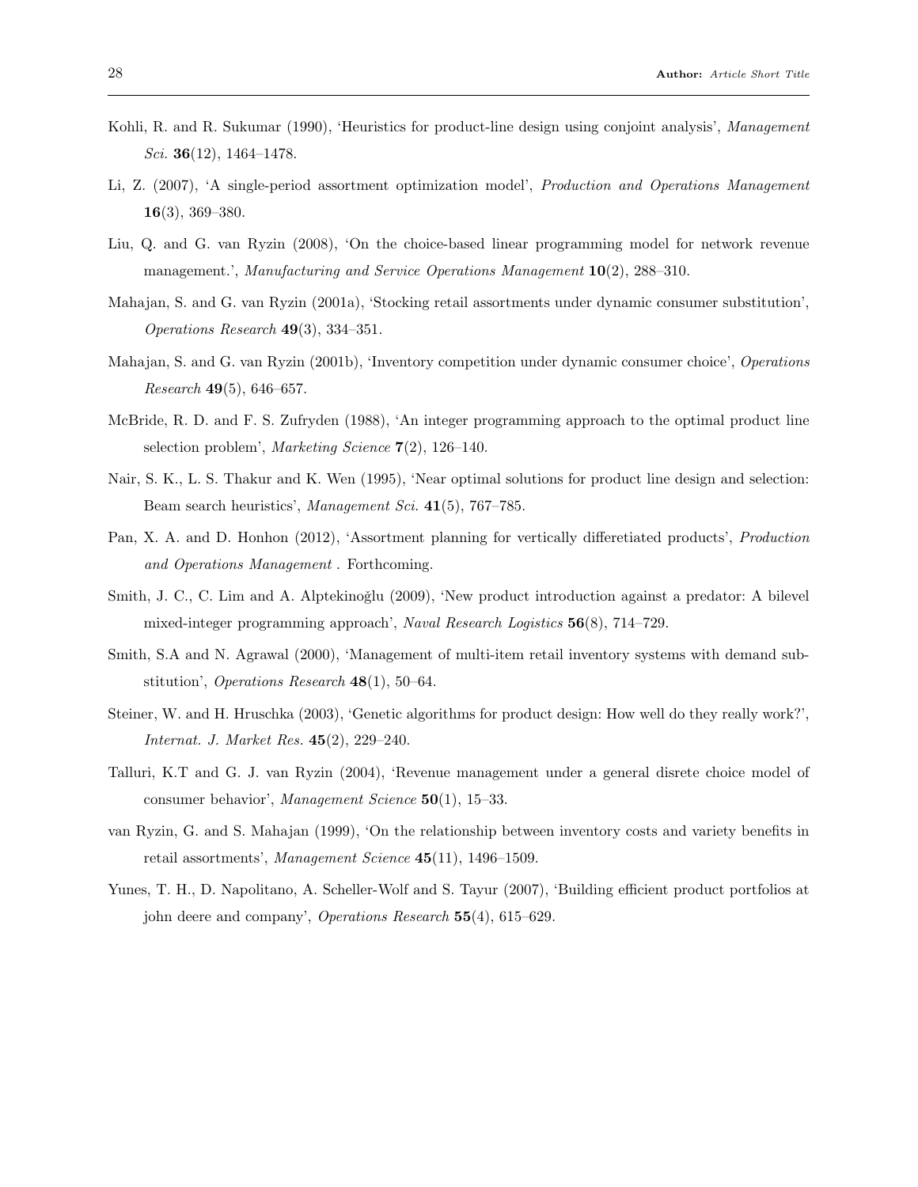Kohli, R. and R. Sukumar (1990), 'Heuristics for product-line design using conjoint analysis', *Management Sci.* **36**(12), 1464–1478.

Li, Z. (2007), 'A single-period assortment optimization model', *Production and Operations Management* **16**(3), 369–380.

Liu, Q. and G. van Ryzin (2008), 'On the choice-based linear programming model for network revenue management.', *Manufacturing and Service Operations Management* **10**(2), 288–310.

Mahajan, S. and G. van Ryzin (2001a), 'Stocking retail assortments under dynamic consumer substitution', *Operations Research* **49**(3), 334–351.

Mahajan, S. and G. van Ryzin (2001b), 'Inventory competition under dynamic consumer choice', *Operations Research* **49**(5), 646–657.

McBride, R. D. and F. S. Zufryden (1988), 'An integer programming approach to the optimal product line selection problem', *Marketing Science* **7**(2), 126–140.

Nair, S. K., L. S. Thakur and K. Wen (1995), 'Near optimal solutions for product line design and selection: Beam search heuristics', *Management Sci.* **41**(5), 767–785.

Pan, X. A. and D. Honhon (2012), 'Assortment planning for vertically differetiated products', *Production and Operations Management* . Forthcoming.

Smith, J. C., C. Lim and A. Alptekinoğlu (2009), 'New product introduction against a predator: A bilevel mixed-integer programming approach', *Naval Research Logistics* **56**(8), 714–729.

Smith, S.A and N. Agrawal (2000), 'Management of multi-item retail inventory systems with demand substitution', *Operations Research* **48**(1), 50–64.

Steiner, W. and H. Hruschka (2003), 'Genetic algorithms for product design: How well do they really work?', *Internat. J. Market Res.* **45**(2), 229–240.

Talluri, K.T and G. J. van Ryzin (2004), 'Revenue management under a general disrete choice model of consumer behavior', *Management Science* **50**(1), 15–33.

van Ryzin, G. and S. Mahajan (1999), 'On the relationship between inventory costs and variety benefits in retail assortments', *Management Science* **45**(11), 1496–1509.

Yunes, T. H., D. Napolitano, A. Scheller-Wolf and S. Tayur (2007), 'Building efficient product portfolios at john deere and company', *Operations Research* **55**(4), 615–629.